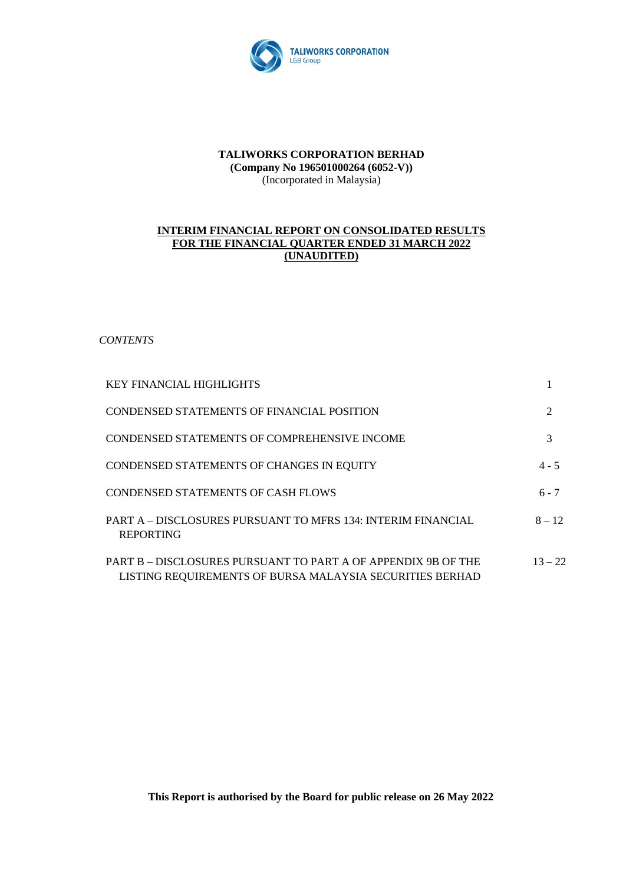TALIWORKS CORPORATION
LGB Group

**TALIWORKS CORPORATION BERHAD**
**(Company No 196501000264 (6052-V))**
(Incorporated in Malaysia)

# INTERIM FINANCIAL REPORT ON CONSOLIDATED RESULTS FOR THE FINANCIAL QUARTER ENDED 31 MARCH 2022 (UNAUDITED)

*CONTENTS*

| | |
|---|---|
| KEY FINANCIAL HIGHLIGHTS | 1 |
| CONDENSED STATEMENTS OF FINANCIAL POSITION | 2 |
| CONDENSED STATEMENTS OF COMPREHENSIVE INCOME | 3 |
| CONDENSED STATEMENTS OF CHANGES IN EQUITY | 4 - 5 |
| CONDENSED STATEMENTS OF CASH FLOWS | 6 - 7 |
| PART A – DISCLOSURES PURSUANT TO MFRS 134: INTERIM FINANCIAL REPORTING | 8 – 12 |
| PART B – DISCLOSURES PURSUANT TO PART A OF APPENDIX 9B OF THE LISTING REQUIREMENTS OF BURSA MALAYSIA SECURITIES BERHAD | 13 – 22 |

**This Report is authorised by the Board for public release on 26 May 2022**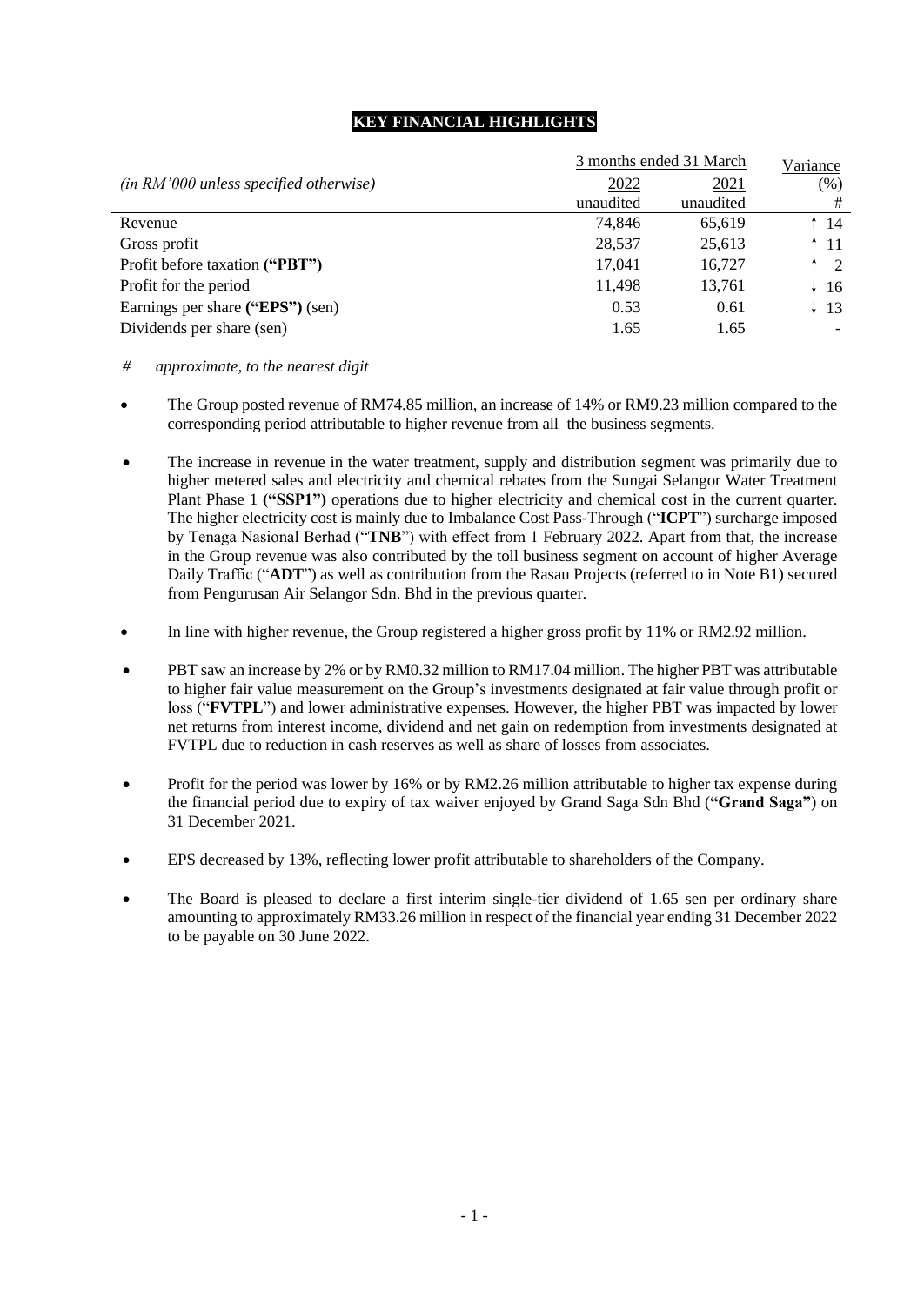# KEY FINANCIAL HIGHLIGHTS

| *(in RM'000 unless specified otherwise)* | 3 months ended 31 March | | Variance |
|---|---|---|---|
| | 2022 | 2021 | (%) |
| | unaudited | unaudited | # |
| Revenue | 74,846 | 65,619 | ↑ 14 |
| Gross profit | 28,537 | 25,613 | ↑ 11 |
| Profit before taxation **("PBT")** | 17,041 | 16,727 | ↑ 2 |
| Profit for the period | 11,498 | 13,761 | ↓ 16 |
| Earnings per share **("EPS")** (sen) | 0.53 | 0.61 | ↓ 13 |
| Dividends per share (sen) | 1.65 | 1.65 | - |

*# approximate, to the nearest digit*

- The Group posted revenue of RM74.85 million, an increase of 14% or RM9.23 million compared to the corresponding period attributable to higher revenue from all the business segments.
- The increase in revenue in the water treatment, supply and distribution segment was primarily due to higher metered sales and electricity and chemical rebates from the Sungai Selangor Water Treatment Plant Phase 1 **("SSP1")** operations due to higher electricity and chemical cost in the current quarter. The higher electricity cost is mainly due to Imbalance Cost Pass-Through ("**ICPT**") surcharge imposed by Tenaga Nasional Berhad ("**TNB**") with effect from 1 February 2022. Apart from that, the increase in the Group revenue was also contributed by the toll business segment on account of higher Average Daily Traffic ("**ADT**") as well as contribution from the Rasau Projects (referred to in Note B1) secured from Pengurusan Air Selangor Sdn. Bhd in the previous quarter.
- In line with higher revenue, the Group registered a higher gross profit by 11% or RM2.92 million.
- PBT saw an increase by 2% or by RM0.32 million to RM17.04 million. The higher PBT was attributable to higher fair value measurement on the Group's investments designated at fair value through profit or loss ("**FVTPL**") and lower administrative expenses. However, the higher PBT was impacted by lower net returns from interest income, dividend and net gain on redemption from investments designated at FVTPL due to reduction in cash reserves as well as share of losses from associates.
- Profit for the period was lower by 16% or by RM2.26 million attributable to higher tax expense during the financial period due to expiry of tax waiver enjoyed by Grand Saga Sdn Bhd (**"Grand Saga"**) on 31 December 2021.
- EPS decreased by 13%, reflecting lower profit attributable to shareholders of the Company.
- The Board is pleased to declare a first interim single-tier dividend of 1.65 sen per ordinary share amounting to approximately RM33.26 million in respect of the financial year ending 31 December 2022 to be payable on 30 June 2022.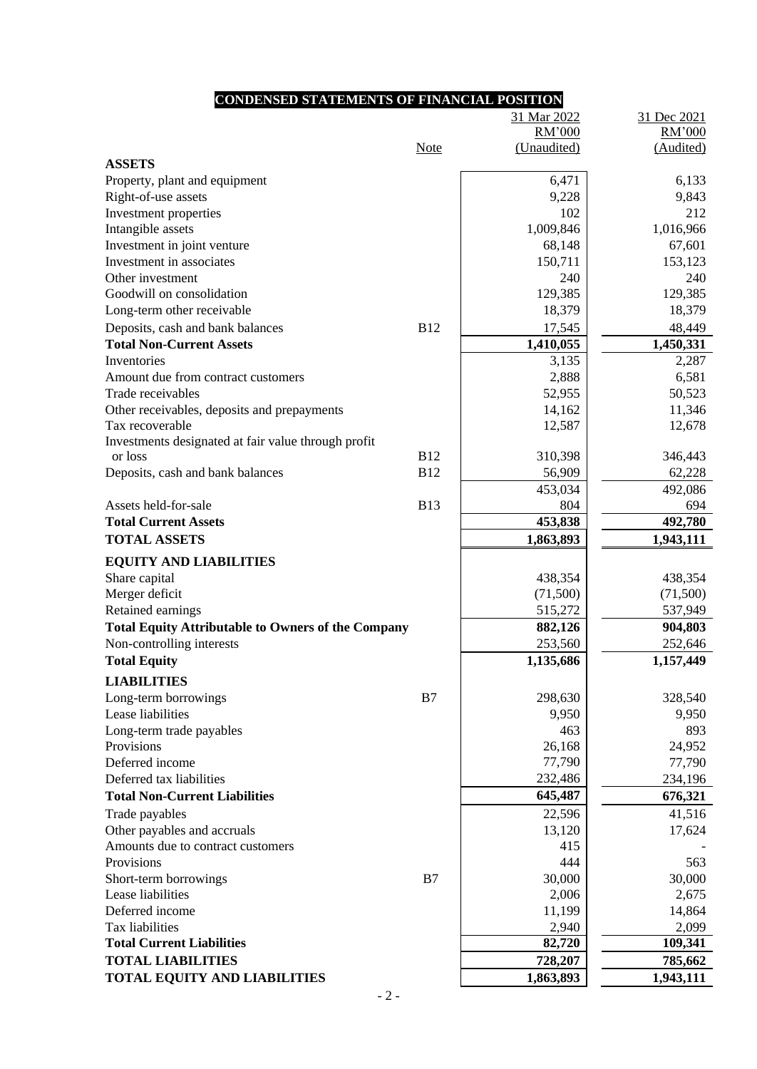# CONDENSED STATEMENTS OF FINANCIAL POSITION

| | Note | 31 Mar 2022 RM'000 (Unaudited) | 31 Dec 2021 RM'000 (Audited) |
|---|---|---|---|
| **ASSETS** | | | |
| Property, plant and equipment | | 6,471 | 6,133 |
| Right-of-use assets | | 9,228 | 9,843 |
| Investment properties | | 102 | 212 |
| Intangible assets | | 1,009,846 | 1,016,966 |
| Investment in joint venture | | 68,148 | 67,601 |
| Investment in associates | | 150,711 | 153,123 |
| Other investment | | 240 | 240 |
| Goodwill on consolidation | | 129,385 | 129,385 |
| Long-term other receivable | | 18,379 | 18,379 |
| Deposits, cash and bank balances | B12 | 17,545 | 48,449 |
| **Total Non-Current Assets** | | **1,410,055** | **1,450,331** |
| Inventories | | 3,135 | 2,287 |
| Amount due from contract customers | | 2,888 | 6,581 |
| Trade receivables | | 52,955 | 50,523 |
| Other receivables, deposits and prepayments | | 14,162 | 11,346 |
| Tax recoverable | | 12,587 | 12,678 |
| Investments designated at fair value through profit or loss | B12 | 310,398 | 346,443 |
| Deposits, cash and bank balances | B12 | 56,909 | 62,228 |
| | | 453,034 | 492,086 |
| Assets held-for-sale | B13 | 804 | 694 |
| **Total Current Assets** | | **453,838** | **492,780** |
| **TOTAL ASSETS** | | **1,863,893** | **1,943,111** |
| **EQUITY AND LIABILITIES** | | | |
| Share capital | | 438,354 | 438,354 |
| Merger deficit | | (71,500) | (71,500) |
| Retained earnings | | 515,272 | 537,949 |
| **Total Equity Attributable to Owners of the Company** | | **882,126** | **904,803** |
| Non-controlling interests | | 253,560 | 252,646 |
| **Total Equity** | | **1,135,686** | **1,157,449** |
| **LIABILITIES** | | | |
| Long-term borrowings | B7 | 298,630 | 328,540 |
| Lease liabilities | | 9,950 | 9,950 |
| Long-term trade payables | | 463 | 893 |
| Provisions | | 26,168 | 24,952 |
| Deferred income | | 77,790 | 77,790 |
| Deferred tax liabilities | | 232,486 | 234,196 |
| **Total Non-Current Liabilities** | | **645,487** | **676,321** |
| Trade payables | | 22,596 | 41,516 |
| Other payables and accruals | | 13,120 | 17,624 |
| Amounts due to contract customers | | 415 | - |
| Provisions | | 444 | 563 |
| Short-term borrowings | B7 | 30,000 | 30,000 |
| Lease liabilities | | 2,006 | 2,675 |
| Deferred income | | 11,199 | 14,864 |
| Tax liabilities | | 2,940 | 2,099 |
| **Total Current Liabilities** | | **82,720** | **109,341** |
| **TOTAL LIABILITIES** | | **728,207** | **785,662** |
| **TOTAL EQUITY AND LIABILITIES** | | **1,863,893** | **1,943,111** |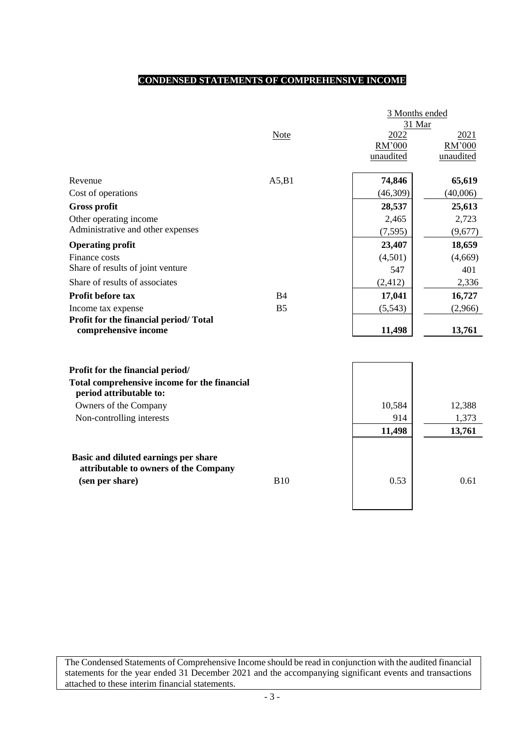# CONDENSED STATEMENTS OF COMPREHENSIVE INCOME

| | Note | 3 Months ended 31 Mar 2022 RM'000 unaudited | 3 Months ended 31 Mar 2021 RM'000 unaudited |
|---|---|---|---|
| Revenue | A5,B1 | **74,846** | **65,619** |
| Cost of operations | | (46,309) | (40,006) |
| **Gross profit** | | **28,537** | **25,613** |
| Other operating income | | 2,465 | 2,723 |
| Administrative and other expenses | | (7,595) | (9,677) |
| **Operating profit** | | **23,407** | **18,659** |
| Finance costs | | (4,501) | (4,669) |
| Share of results of joint venture | | 547 | 401 |
| Share of results of associates | | (2,412) | 2,336 |
| **Profit before tax** | B4 | **17,041** | **16,727** |
| Income tax expense | B5 | (5,543) | (2,966) |
| **Profit for the financial period/ Total comprehensive income** | | **11,498** | **13,761** |
| | | | |
| **Profit for the financial period/** | | | |
| **Total comprehensive income for the financial period attributable to:** | | | |
| Owners of the Company | | 10,584 | 12,388 |
| Non-controlling interests | | 914 | 1,373 |
| | | **11,498** | **13,761** |
| | | | |
| **Basic and diluted earnings per share attributable to owners of the Company (sen per share)** | B10 | 0.53 | 0.61 |

The Condensed Statements of Comprehensive Income should be read in conjunction with the audited financial statements for the year ended 31 December 2021 and the accompanying significant events and transactions attached to these interim financial statements.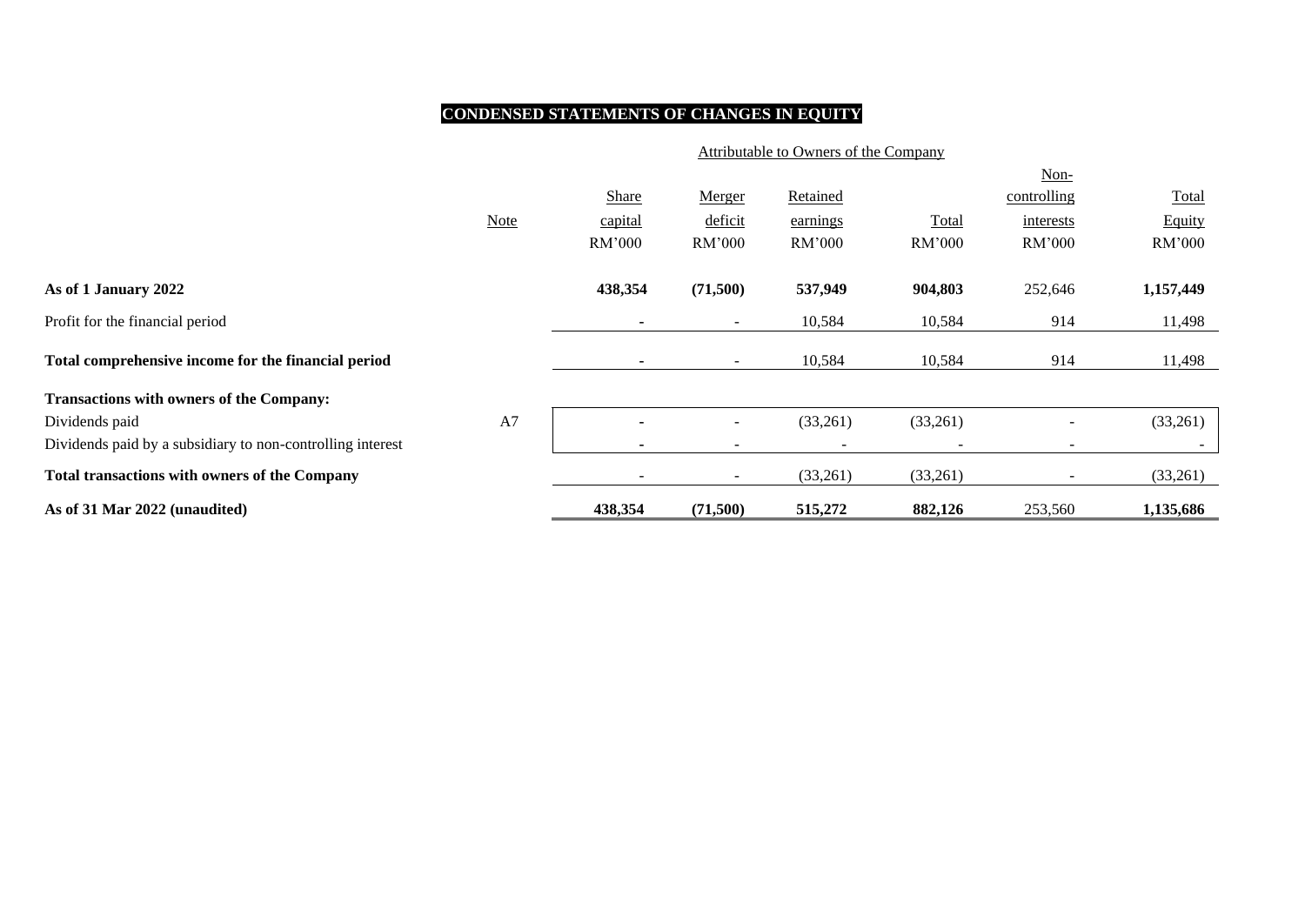## CONDENSED STATEMENTS OF CHANGES IN EQUITY

| | Note | Attributable to Owners of the Company | | | | | |
|---|---|---|---|---|---|---|---|
| | | Share capital | Merger deficit | Retained earnings | Total | Non-controlling interests | Total Equity |
| | | RM'000 | RM'000 | RM'000 | RM'000 | RM'000 | RM'000 |
| **As of 1 January 2022** | | **438,354** | **(71,500)** | **537,949** | **904,803** | 252,646 | **1,157,449** |
| Profit for the financial period | | - | - | 10,584 | 10,584 | 914 | 11,498 |
| **Total comprehensive income for the financial period** | | - | - | 10,584 | 10,584 | 914 | 11,498 |
| **Transactions with owners of the Company:** | | | | | | | |
| Dividends paid | A7 | - | - | (33,261) | (33,261) | - | (33,261) |
| Dividends paid by a subsidiary to non-controlling interest | | - | - | - | - | - | - |
| **Total transactions with owners of the Company** | | - | - | (33,261) | (33,261) | - | (33,261) |
| **As of 31 Mar 2022 (unaudited)** | | **438,354** | **(71,500)** | **515,272** | **882,126** | 253,560 | **1,135,686** |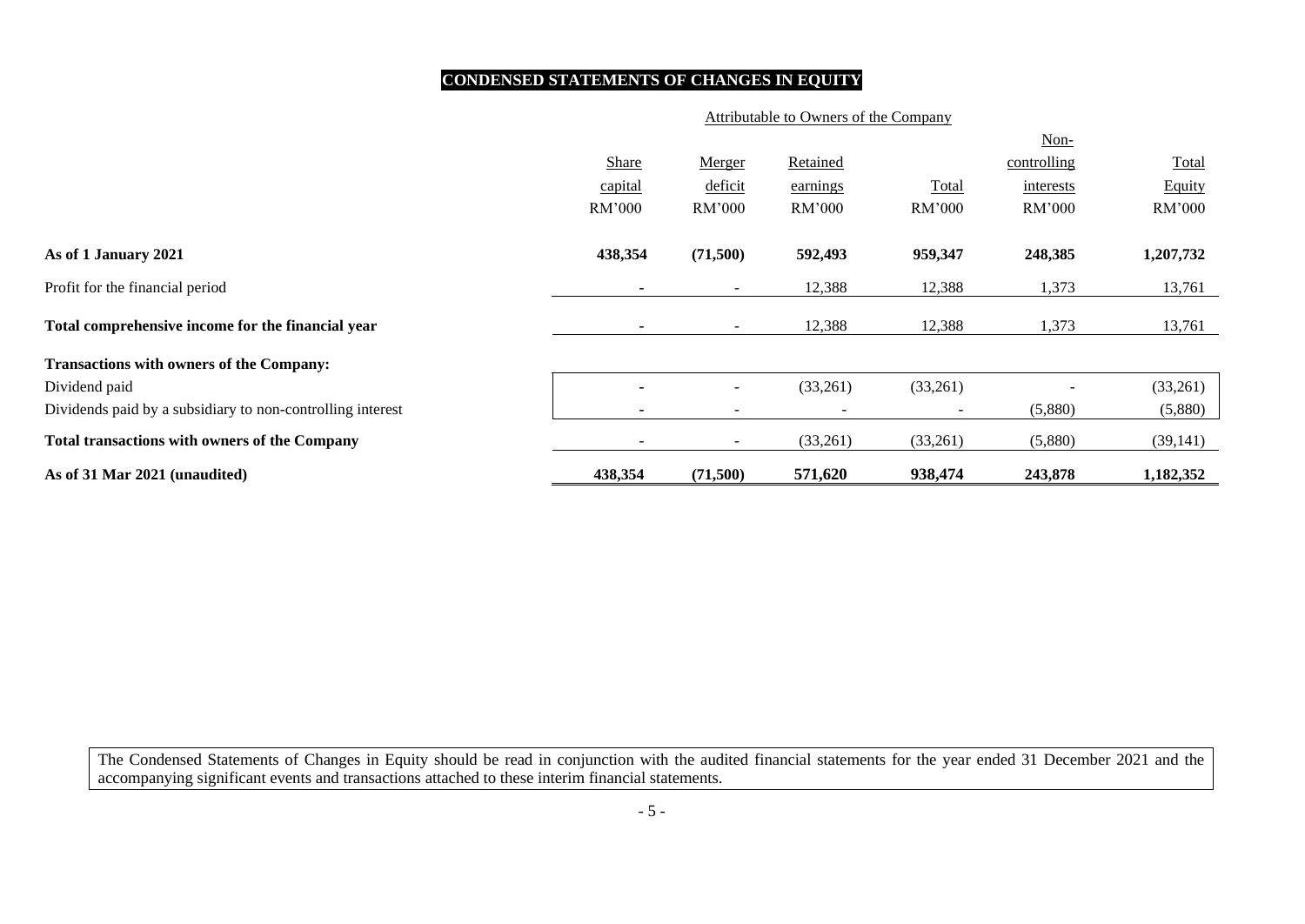## CONDENSED STATEMENTS OF CHANGES IN EQUITY

| | Attributable to Owners of the Company | | | | | |
|---|---|---|---|---|---|---|
| | Share capital | Merger deficit | Retained earnings | Total | Non-controlling interests | Total Equity |
| | RM'000 | RM'000 | RM'000 | RM'000 | RM'000 | RM'000 |
| **As of 1 January 2021** | **438,354** | **(71,500)** | **592,493** | **959,347** | **248,385** | **1,207,732** |
| Profit for the financial period | - | - | 12,388 | 12,388 | 1,373 | 13,761 |
| **Total comprehensive income for the financial year** | - | - | 12,388 | 12,388 | 1,373 | 13,761 |
| **Transactions with owners of the Company:** | | | | | | |
| Dividend paid | - | - | (33,261) | (33,261) | - | (33,261) |
| Dividends paid by a subsidiary to non-controlling interest | - | - | - | - | (5,880) | (5,880) |
| **Total transactions with owners of the Company** | - | - | (33,261) | (33,261) | (5,880) | (39,141) |
| **As of 31 Mar 2021 (unaudited)** | **438,354** | **(71,500)** | **571,620** | **938,474** | **243,878** | **1,182,352** |

The Condensed Statements of Changes in Equity should be read in conjunction with the audited financial statements for the year ended 31 December 2021 and the accompanying significant events and transactions attached to these interim financial statements.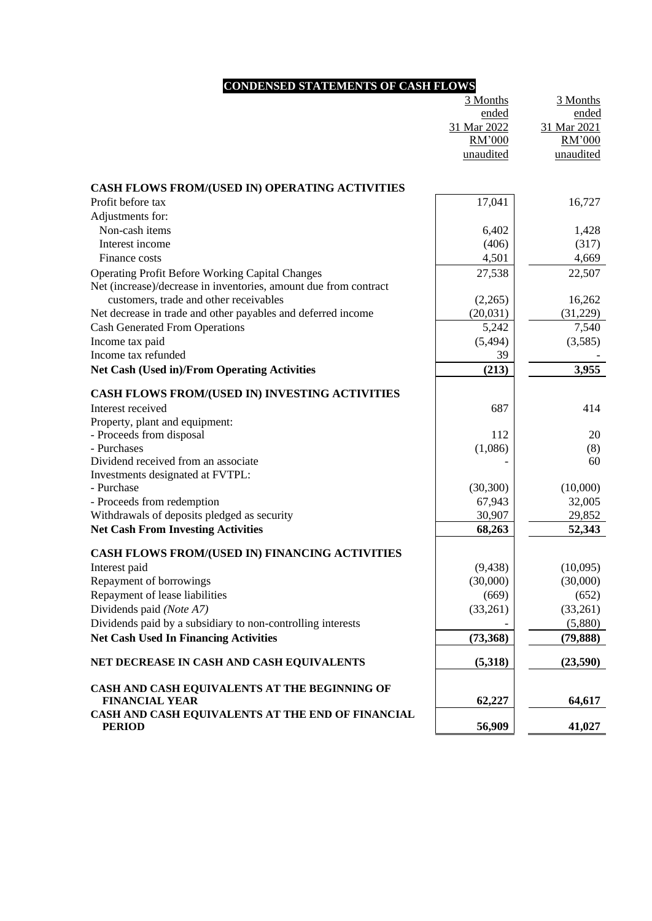# CONDENSED STATEMENTS OF CASH FLOWS

| | 3 Months ended 31 Mar 2022 RM'000 unaudited | 3 Months ended 31 Mar 2021 RM'000 unaudited |
|---|---|---|
| **CASH FLOWS FROM/(USED IN) OPERATING ACTIVITIES** | | |
| Profit before tax | 17,041 | 16,727 |
| Adjustments for: | | |
| Non-cash items | 6,402 | 1,428 |
| Interest income | (406) | (317) |
| Finance costs | 4,501 | 4,669 |
| Operating Profit Before Working Capital Changes | 27,538 | 22,507 |
| Net (increase)/decrease in inventories, amount due from contract customers, trade and other receivables | (2,265) | 16,262 |
| Net decrease in trade and other payables and deferred income | (20,031) | (31,229) |
| Cash Generated From Operations | 5,242 | 7,540 |
| Income tax paid | (5,494) | (3,585) |
| Income tax refunded | 39 | - |
| **Net Cash (Used in)/From Operating Activities** | **(213)** | **3,955** |
| **CASH FLOWS FROM/(USED IN) INVESTING ACTIVITIES** | | |
| Interest received | 687 | 414 |
| Property, plant and equipment: | | |
| - Proceeds from disposal | 112 | 20 |
| - Purchases | (1,086) | (8) |
| Dividend received from an associate | - | 60 |
| Investments designated at FVTPL: | | |
| - Purchase | (30,300) | (10,000) |
| - Proceeds from redemption | 67,943 | 32,005 |
| Withdrawals of deposits pledged as security | 30,907 | 29,852 |
| **Net Cash From Investing Activities** | **68,263** | **52,343** |
| **CASH FLOWS FROM/(USED IN) FINANCING ACTIVITIES** | | |
| Interest paid | (9,438) | (10,095) |
| Repayment of borrowings | (30,000) | (30,000) |
| Repayment of lease liabilities | (669) | (652) |
| Dividends paid *(Note A7)* | (33,261) | (33,261) |
| Dividends paid by a subsidiary to non-controlling interests | - | (5,880) |
| **Net Cash Used In Financing Activities** | **(73,368)** | **(79,888)** |
| **NET DECREASE IN CASH AND CASH EQUIVALENTS** | **(5,318)** | **(23,590)** |
| **CASH AND CASH EQUIVALENTS AT THE BEGINNING OF FINANCIAL YEAR** | **62,227** | **64,617** |
| **CASH AND CASH EQUIVALENTS AT THE END OF FINANCIAL PERIOD** | **56,909** | **41,027** |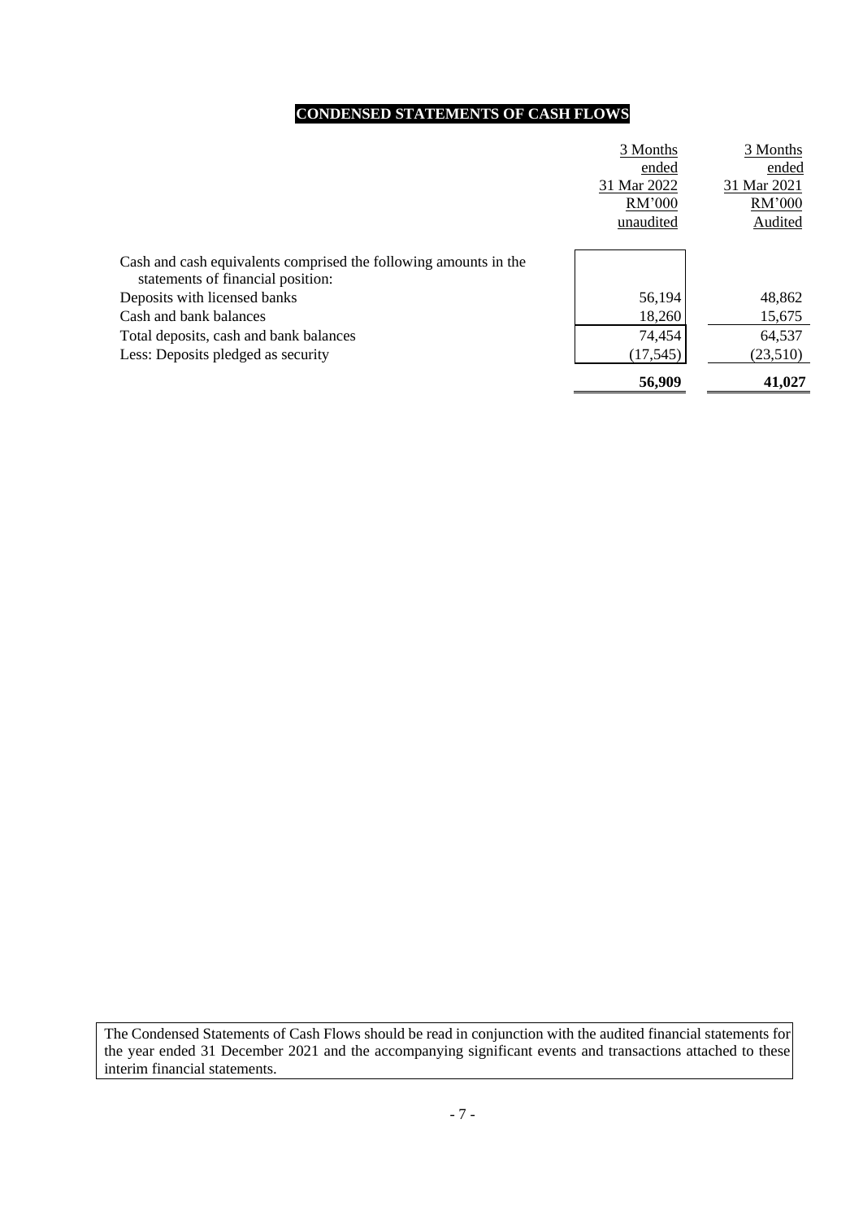## CONDENSED STATEMENTS OF CASH FLOWS

| | 3 Months ended 31 Mar 2022 RM'000 unaudited | 3 Months ended 31 Mar 2021 RM'000 Audited |
|---|---|---|
| Cash and cash equivalents comprised the following amounts in the statements of financial position: | | |
| Deposits with licensed banks | 56,194 | 48,862 |
| Cash and bank balances | 18,260 | 15,675 |
| Total deposits, cash and bank balances | 74,454 | 64,537 |
| Less: Deposits pledged as security | (17,545) | (23,510) |
| | **56,909** | **41,027** |

The Condensed Statements of Cash Flows should be read in conjunction with the audited financial statements for the year ended 31 December 2021 and the accompanying significant events and transactions attached to these interim financial statements.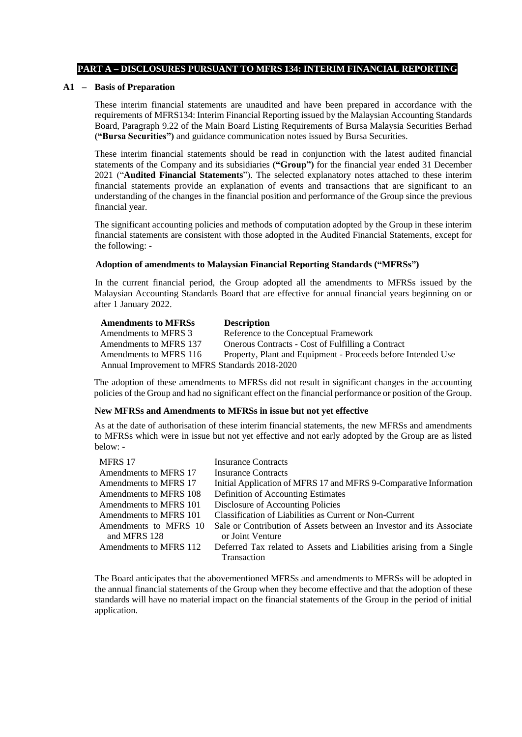## PART A – DISCLOSURES PURSUANT TO MFRS 134: INTERIM FINANCIAL REPORTING

### A1 – Basis of Preparation

These interim financial statements are unaudited and have been prepared in accordance with the requirements of MFRS134: Interim Financial Reporting issued by the Malaysian Accounting Standards Board, Paragraph 9.22 of the Main Board Listing Requirements of Bursa Malaysia Securities Berhad **("Bursa Securities")** and guidance communication notes issued by Bursa Securities.

These interim financial statements should be read in conjunction with the latest audited financial statements of the Company and its subsidiaries **("Group")** for the financial year ended 31 December 2021 ("**Audited Financial Statements**"). The selected explanatory notes attached to these interim financial statements provide an explanation of events and transactions that are significant to an understanding of the changes in the financial position and performance of the Group since the previous financial year.

The significant accounting policies and methods of computation adopted by the Group in these interim financial statements are consistent with those adopted in the Audited Financial Statements, except for the following: -

**Adoption of amendments to Malaysian Financial Reporting Standards ("MFRSs")**

In the current financial period, the Group adopted all the amendments to MFRSs issued by the Malaysian Accounting Standards Board that are effective for annual financial years beginning on or after 1 January 2022.

| Amendments to MFRSs | Description |
|---|---|
| Amendments to MFRS 3 | Reference to the Conceptual Framework |
| Amendments to MFRS 137 | Onerous Contracts - Cost of Fulfilling a Contract |
| Amendments to MFRS 116 | Property, Plant and Equipment - Proceeds before Intended Use |
| Annual Improvement to MFRS Standards 2018-2020 | |

The adoption of these amendments to MFRSs did not result in significant changes in the accounting policies of the Group and had no significant effect on the financial performance or position of the Group.

**New MFRSs and Amendments to MFRSs in issue but not yet effective**

As at the date of authorisation of these interim financial statements, the new MFRSs and amendments to MFRSs which were in issue but not yet effective and not early adopted by the Group are as listed below: -

| | |
|---|---|
| MFRS 17 | Insurance Contracts |
| Amendments to MFRS 17 | Insurance Contracts |
| Amendments to MFRS 17 | Initial Application of MFRS 17 and MFRS 9-Comparative Information |
| Amendments to MFRS 108 | Definition of Accounting Estimates |
| Amendments to MFRS 101 | Disclosure of Accounting Policies |
| Amendments to MFRS 101 | Classification of Liabilities as Current or Non-Current |
| Amendments to MFRS 10 and MFRS 128 | Sale or Contribution of Assets between an Investor and its Associate or Joint Venture |
| Amendments to MFRS 112 | Deferred Tax related to Assets and Liabilities arising from a Single Transaction |

The Board anticipates that the abovementioned MFRSs and amendments to MFRSs will be adopted in the annual financial statements of the Group when they become effective and that the adoption of these standards will have no material impact on the financial statements of the Group in the period of initial application.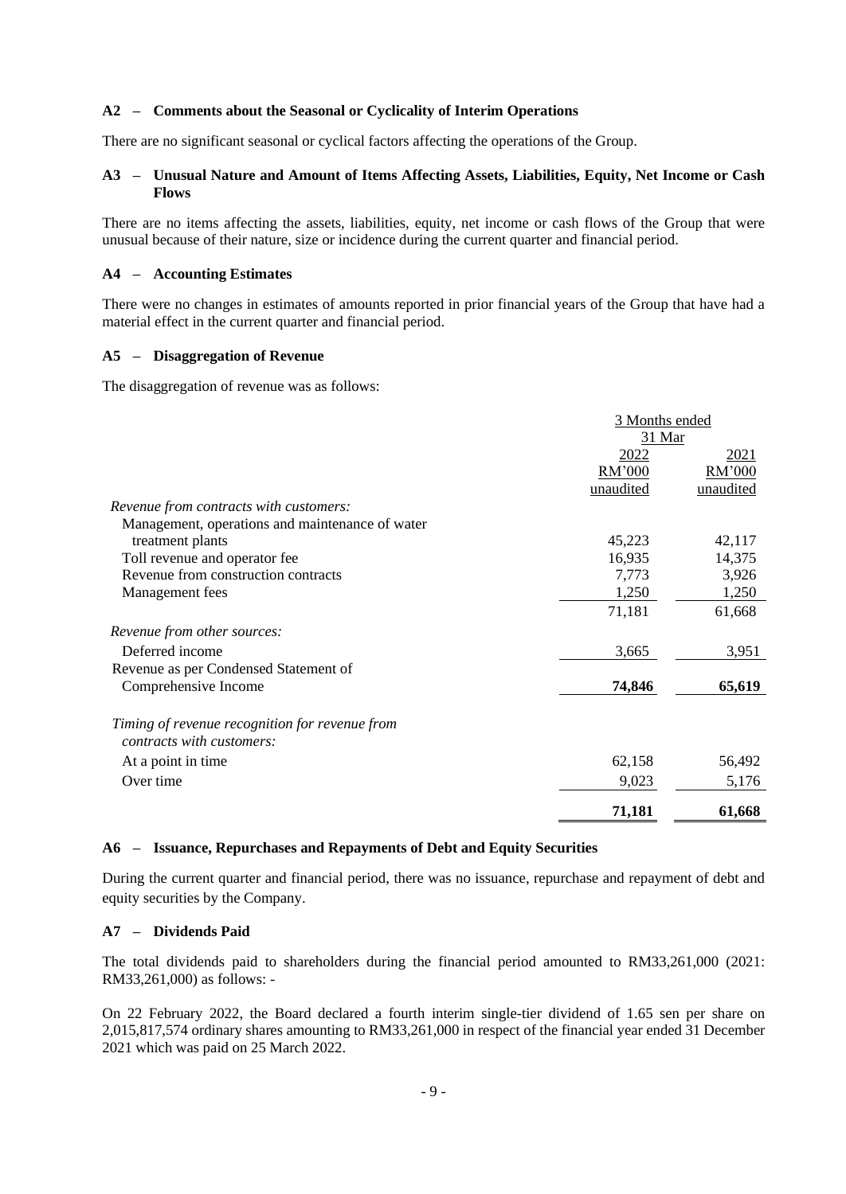### A2 – Comments about the Seasonal or Cyclicality of Interim Operations

There are no significant seasonal or cyclical factors affecting the operations of the Group.

### A3 – Unusual Nature and Amount of Items Affecting Assets, Liabilities, Equity, Net Income or Cash Flows

There are no items affecting the assets, liabilities, equity, net income or cash flows of the Group that were unusual because of their nature, size or incidence during the current quarter and financial period.

### A4 – Accounting Estimates

There were no changes in estimates of amounts reported in prior financial years of the Group that have had a material effect in the current quarter and financial period.

### A5 – Disaggregation of Revenue

The disaggregation of revenue was as follows:

| | 3 Months ended 31 Mar | |
|---|---|---|
| | 2022 RM'000 unaudited | 2021 RM'000 unaudited |
| *Revenue from contracts with customers:* | | |
| Management, operations and maintenance of water treatment plants | 45,223 | 42,117 |
| Toll revenue and operator fee | 16,935 | 14,375 |
| Revenue from construction contracts | 7,773 | 3,926 |
| Management fees | 1,250 | 1,250 |
| | 71,181 | 61,668 |
| *Revenue from other sources:* | | |
| Deferred income | 3,665 | 3,951 |
| Revenue as per Condensed Statement of Comprehensive Income | **74,846** | **65,619** |
| *Timing of revenue recognition for revenue from contracts with customers:* | | |
| At a point in time | 62,158 | 56,492 |
| Over time | 9,023 | 5,176 |
| | **71,181** | **61,668** |

### A6 – Issuance, Repurchases and Repayments of Debt and Equity Securities

During the current quarter and financial period, there was no issuance, repurchase and repayment of debt and equity securities by the Company.

### A7 – Dividends Paid

The total dividends paid to shareholders during the financial period amounted to RM33,261,000 (2021: RM33,261,000) as follows: -

On 22 February 2022, the Board declared a fourth interim single-tier dividend of 1.65 sen per share on 2,015,817,574 ordinary shares amounting to RM33,261,000 in respect of the financial year ended 31 December 2021 which was paid on 25 March 2022.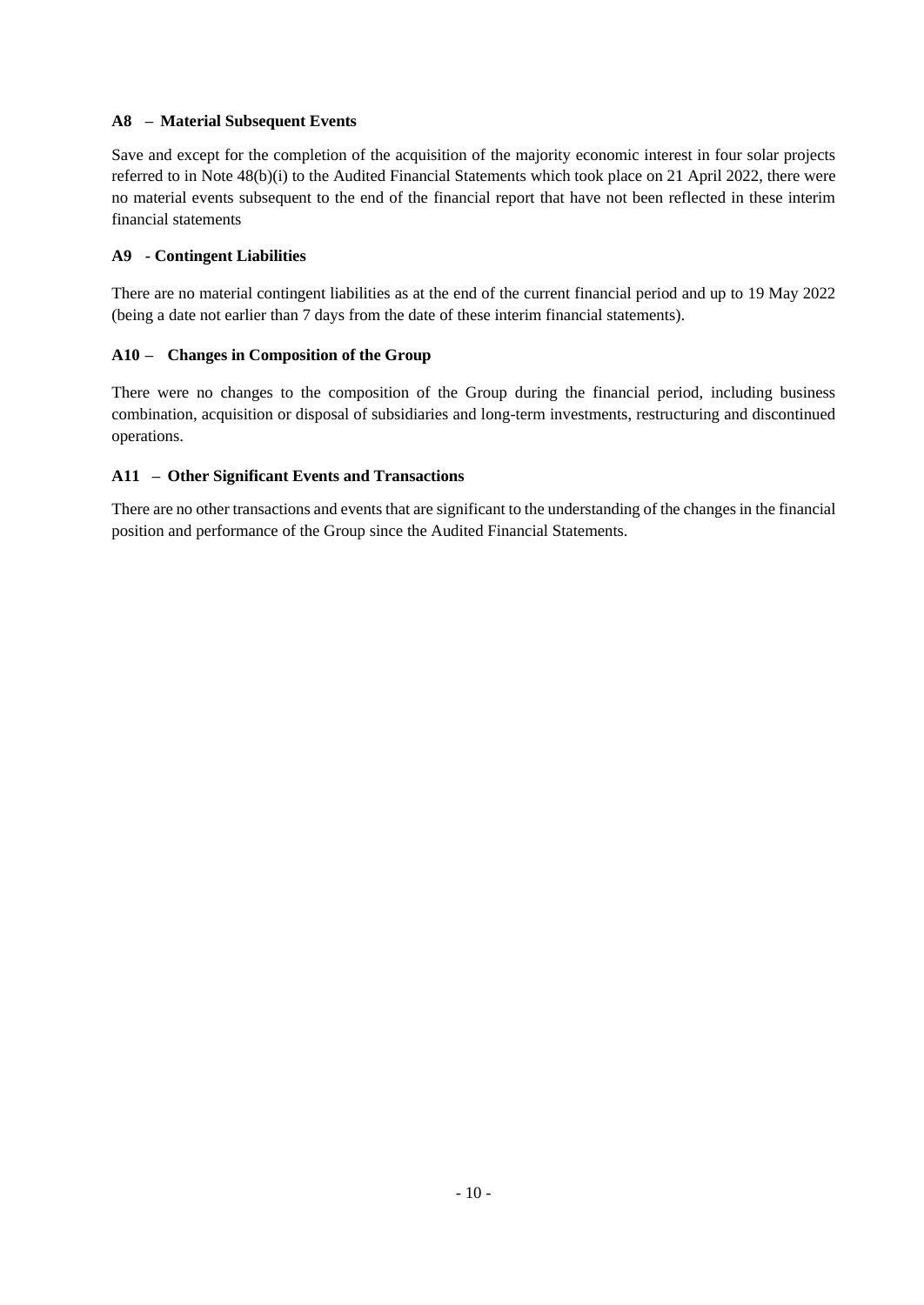### A8 – Material Subsequent Events

Save and except for the completion of the acquisition of the majority economic interest in four solar projects referred to in Note 48(b)(i) to the Audited Financial Statements which took place on 21 April 2022, there were no material events subsequent to the end of the financial report that have not been reflected in these interim financial statements

### A9 - Contingent Liabilities

There are no material contingent liabilities as at the end of the current financial period and up to 19 May 2022 (being a date not earlier than 7 days from the date of these interim financial statements).

### A10 – Changes in Composition of the Group

There were no changes to the composition of the Group during the financial period, including business combination, acquisition or disposal of subsidiaries and long-term investments, restructuring and discontinued operations.

### A11 – Other Significant Events and Transactions

There are no other transactions and events that are significant to the understanding of the changes in the financial position and performance of the Group since the Audited Financial Statements.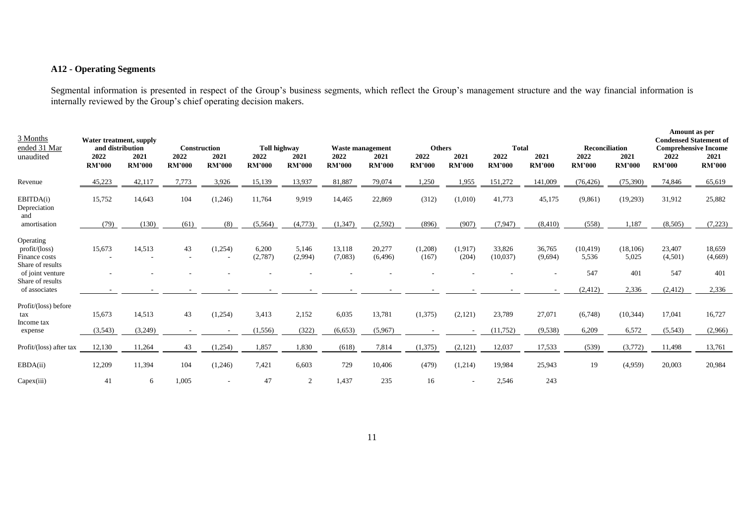### A12 - Operating Segments

Segmental information is presented in respect of the Group's business segments, which reflect the Group's management structure and the way financial information is internally reviewed by the Group's chief operating decision makers.

| 3 Months ended 31 Mar unaudited | Water treatment, supply and distribution | | Construction | | Toll highway | | Waste management | | Others | | Total | | Reconciliation | | Amount as per Condensed Statement of Comprehensive Income | |
|---|---|---|---|---|---|---|---|---|---|---|---|---|---|---|---|---|
| | 2022 RM'000 | 2021 RM'000 | 2022 RM'000 | 2021 RM'000 | 2022 RM'000 | 2021 RM'000 | 2022 RM'000 | 2021 RM'000 | 2022 RM'000 | 2021 RM'000 | 2022 RM'000 | 2021 RM'000 | 2022 RM'000 | 2021 RM'000 | 2022 RM'000 | 2021 RM'000 |
| Revenue | 45,223 | 42,117 | 7,773 | 3,926 | 15,139 | 13,937 | 81,887 | 79,074 | 1,250 | 1,955 | 151,272 | 141,009 | (76,426) | (75,390) | 74,846 | 65,619 |
| EBITDA(i) | 15,752 | 14,643 | 104 | (1,246) | 11,764 | 9,919 | 14,465 | 22,869 | (312) | (1,010) | 41,773 | 45,175 | (9,861) | (19,293) | 31,912 | 25,882 |
| Depreciation and amortisation | (79) | (130) | (61) | (8) | (5,564) | (4,773) | (1,347) | (2,592) | (896) | (907) | (7,947) | (8,410) | (558) | 1,187 | (8,505) | (7,223) |
| Operating profit/(loss) | 15,673 | 14,513 | 43 | (1,254) | 6,200 | 5,146 | 13,118 | 20,277 | (1,208) | (1,917) | 33,826 | 36,765 | (10,419) | (18,106) | 23,407 | 18,659 |
| Finance costs | - | - | - | - | (2,787) | (2,994) | (7,083) | (6,496) | (167) | (204) | (10,037) | (9,694) | 5,536 | 5,025 | (4,501) | (4,669) |
| Share of results of joint venture | - | - | - | - | - | - | - | - | - | - | - | - | 547 | 401 | 547 | 401 |
| Share of results of associates | - | - | - | - | - | - | - | - | - | - | - | - | (2,412) | 2,336 | (2,412) | 2,336 |
| Profit/(loss) before tax | 15,673 | 14,513 | 43 | (1,254) | 3,413 | 2,152 | 6,035 | 13,781 | (1,375) | (2,121) | 23,789 | 27,071 | (6,748) | (10,344) | 17,041 | 16,727 |
| Income tax expense | (3,543) | (3,249) | - | - | (1,556) | (322) | (6,653) | (5,967) | - | - | (11,752) | (9,538) | 6,209 | 6,572 | (5,543) | (2,966) |
| Profit/(loss) after tax | 12,130 | 11,264 | 43 | (1,254) | 1,857 | 1,830 | (618) | 7,814 | (1,375) | (2,121) | 12,037 | 17,533 | (539) | (3,772) | 11,498 | 13,761 |
| EBDA(ii) | 12,209 | 11,394 | 104 | (1,246) | 7,421 | 6,603 | 729 | 10,406 | (479) | (1,214) | 19,984 | 25,943 | 19 | (4,959) | 20,003 | 20,984 |
| Capex(iii) | 41 | 6 | 1,005 | - | 47 | 2 | 1,437 | 235 | 16 | - | 2,546 | 243 | | | | |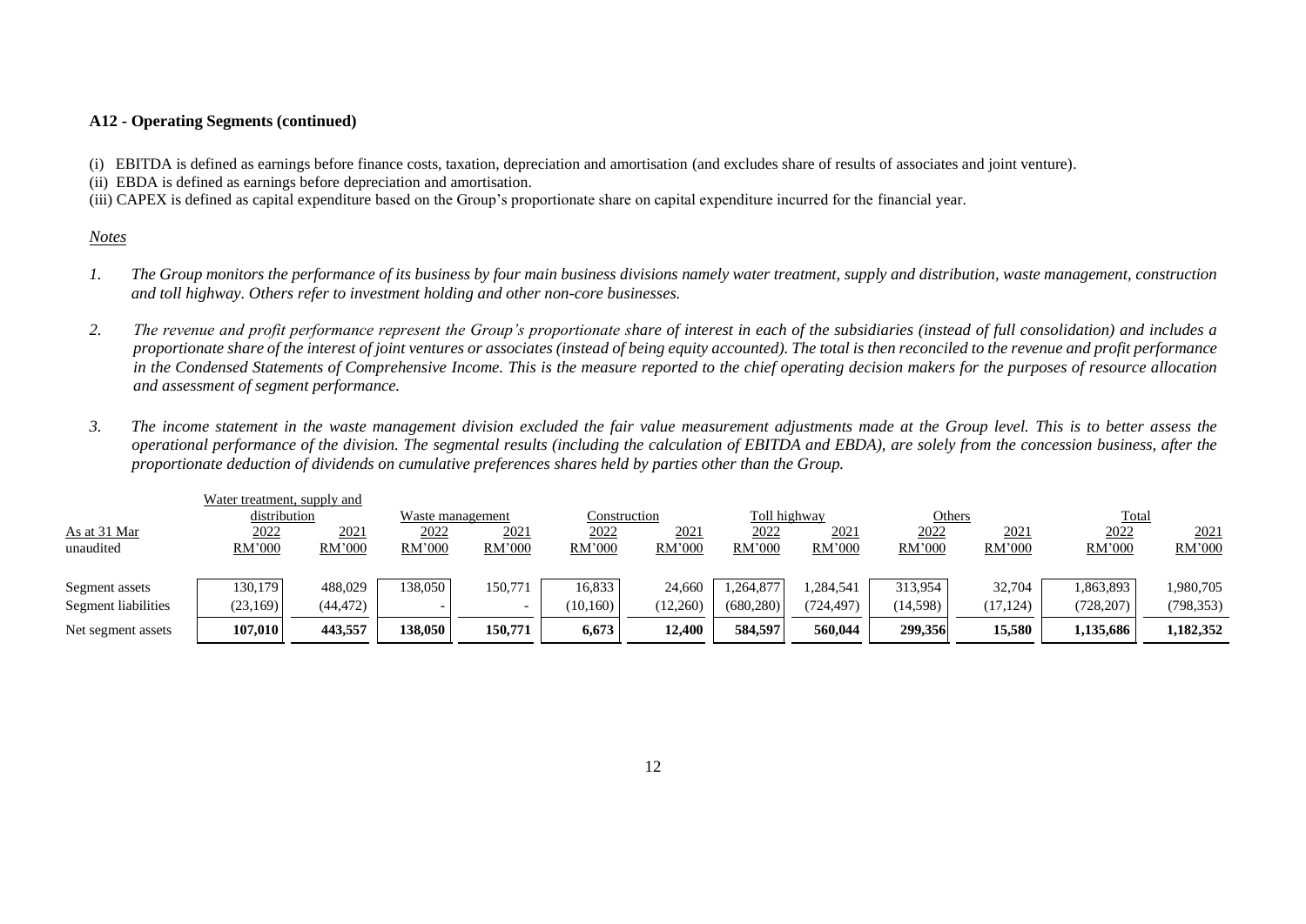**A12 - Operating Segments (continued)**

(i) EBITDA is defined as earnings before finance costs, taxation, depreciation and amortisation (and excludes share of results of associates and joint venture).

(ii) EBDA is defined as earnings before depreciation and amortisation.

(iii) CAPEX is defined as capital expenditure based on the Group's proportionate share on capital expenditure incurred for the financial year.

*Notes*

1. *The Group monitors the performance of its business by four main business divisions namely water treatment, supply and distribution, waste management, construction and toll highway. Others refer to investment holding and other non-core businesses.*

2. *The revenue and profit performance represent the Group's proportionate share of interest in each of the subsidiaries (instead of full consolidation) and includes a proportionate share of the interest of joint ventures or associates (instead of being equity accounted). The total is then reconciled to the revenue and profit performance in the Condensed Statements of Comprehensive Income. This is the measure reported to the chief operating decision makers for the purposes of resource allocation and assessment of segment performance.*

3. *The income statement in the waste management division excluded the fair value measurement adjustments made at the Group level. This is to better assess the operational performance of the division. The segmental results (including the calculation of EBITDA and EBDA), are solely from the concession business, after the proportionate deduction of dividends on cumulative preferences shares held by parties other than the Group.*

| | Water treatment, supply and distribution | | Waste management | | Construction | | Toll highway | | Others | | Total | |
|---|---|---|---|---|---|---|---|---|---|---|---|---|
| As at 31 Mar | 2022 | 2021 | 2022 | 2021 | 2022 | 2021 | 2022 | 2021 | 2022 | 2021 | 2022 | 2021 |
| unaudited | RM'000 | RM'000 | RM'000 | RM'000 | RM'000 | RM'000 | RM'000 | RM'000 | RM'000 | RM'000 | RM'000 | RM'000 |
| Segment assets | 130,179 | 488,029 | 138,050 | 150,771 | 16,833 | 24,660 | 1,264,877 | 1,284,541 | 313,954 | 32,704 | 1,863,893 | 1,980,705 |
| Segment liabilities | (23,169) | (44,472) | - | - | (10,160) | (12,260) | (680,280) | (724,497) | (14,598) | (17,124) | (728,207) | (798,353) |
| Net segment assets | **107,010** | **443,557** | **138,050** | **150,771** | **6,673** | **12,400** | **584,597** | **560,044** | **299,356** | **15,580** | **1,135,686** | **1,182,352** |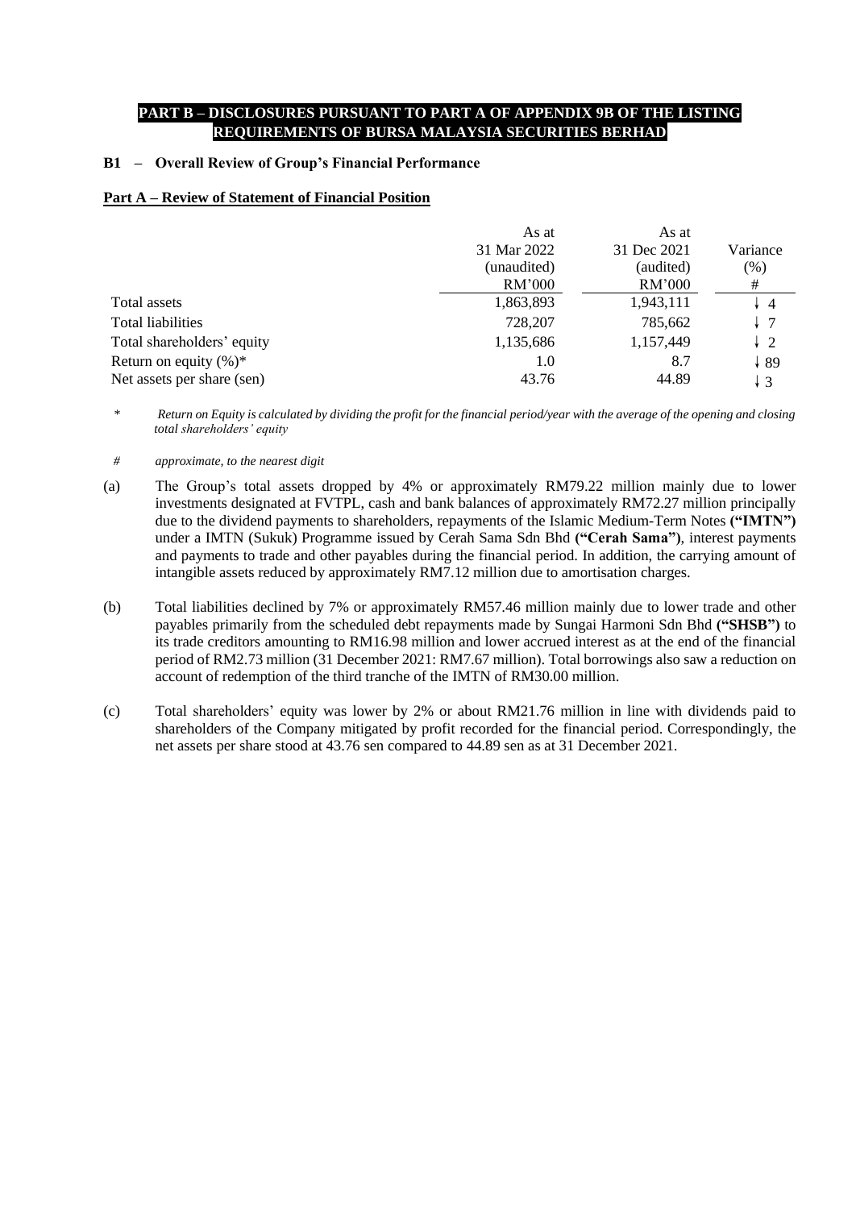**PART B – DISCLOSURES PURSUANT TO PART A OF APPENDIX 9B OF THE LISTING REQUIREMENTS OF BURSA MALAYSIA SECURITIES BERHAD**

**B1 – Overall Review of Group's Financial Performance**

**Part A – Review of Statement of Financial Position**

| | As at 31 Mar 2022 (unaudited) RM'000 | As at 31 Dec 2021 (audited) RM'000 | Variance (%) # |
|---|---|---|---|
| Total assets | 1,863,893 | 1,943,111 | ↓ 4 |
| Total liabilities | 728,207 | 785,662 | ↓ 7 |
| Total shareholders' equity | 1,135,686 | 1,157,449 | ↓ 2 |
| Return on equity (%)* | 1.0 | 8.7 | ↓ 89 |
| Net assets per share (sen) | 43.76 | 44.89 | ↓ 3 |

\* *Return on Equity is calculated by dividing the profit for the financial period/year with the average of the opening and closing total shareholders' equity*

\# *approximate, to the nearest digit*

(a) The Group's total assets dropped by 4% or approximately RM79.22 million mainly due to lower investments designated at FVTPL, cash and bank balances of approximately RM72.27 million principally due to the dividend payments to shareholders, repayments of the Islamic Medium-Term Notes **("IMTN")** under a IMTN (Sukuk) Programme issued by Cerah Sama Sdn Bhd **("Cerah Sama")**, interest payments and payments to trade and other payables during the financial period. In addition, the carrying amount of intangible assets reduced by approximately RM7.12 million due to amortisation charges.

(b) Total liabilities declined by 7% or approximately RM57.46 million mainly due to lower trade and other payables primarily from the scheduled debt repayments made by Sungai Harmoni Sdn Bhd **("SHSB")** to its trade creditors amounting to RM16.98 million and lower accrued interest as at the end of the financial period of RM2.73 million (31 December 2021: RM7.67 million). Total borrowings also saw a reduction on account of redemption of the third tranche of the IMTN of RM30.00 million.

(c) Total shareholders' equity was lower by 2% or about RM21.76 million in line with dividends paid to shareholders of the Company mitigated by profit recorded for the financial period. Correspondingly, the net assets per share stood at 43.76 sen compared to 44.89 sen as at 31 December 2021.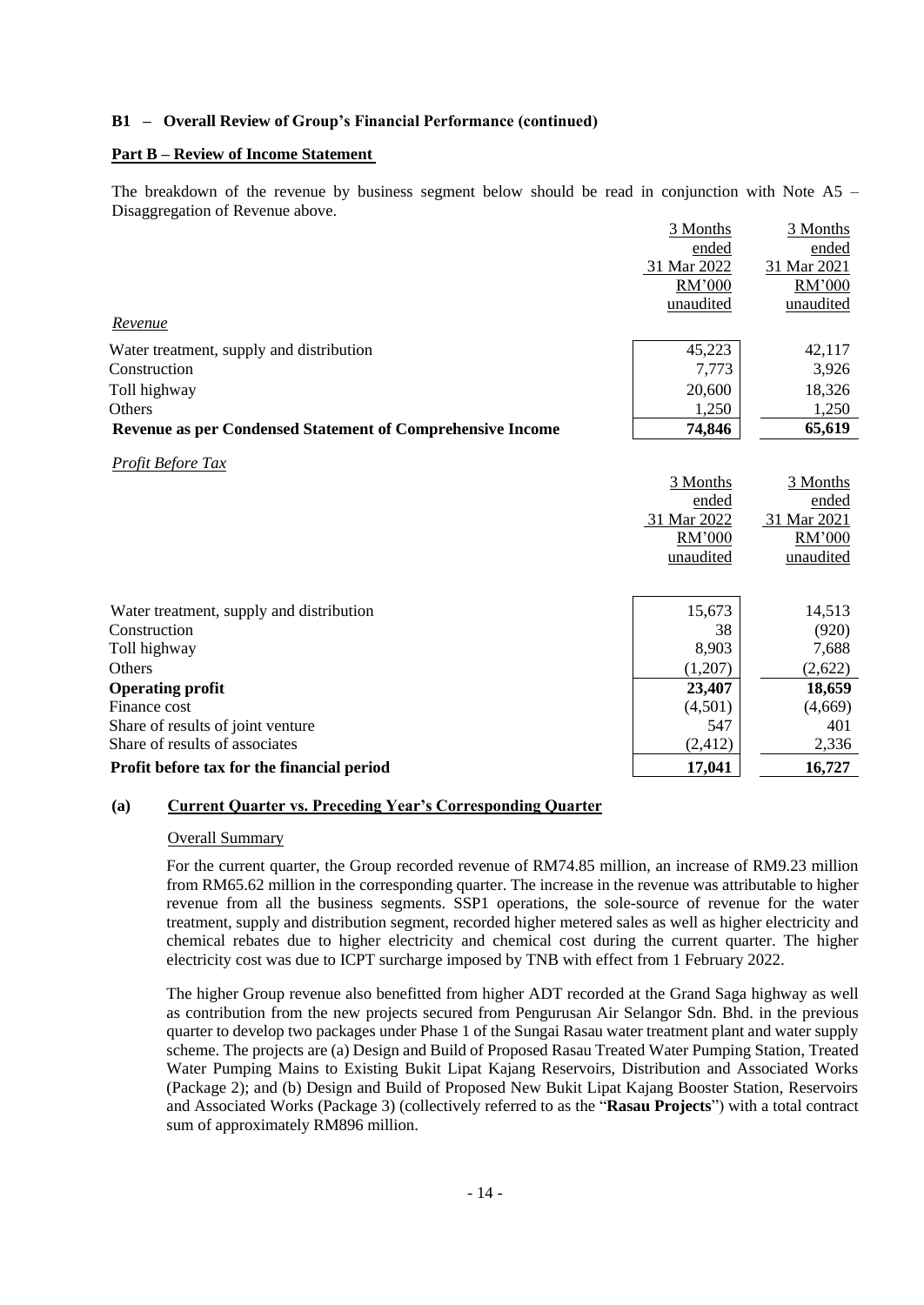**B1 – Overall Review of Group's Financial Performance (continued)**

**Part B – Review of Income Statement**

The breakdown of the revenue by business segment below should be read in conjunction with Note A5 – Disaggregation of Revenue above.

| | 3 Months ended 31 Mar 2022 RM'000 unaudited | 3 Months ended 31 Mar 2021 RM'000 unaudited |
|---|---|---|
| *Revenue* | | |
| Water treatment, supply and distribution | 45,223 | 42,117 |
| Construction | 7,773 | 3,926 |
| Toll highway | 20,600 | 18,326 |
| Others | 1,250 | 1,250 |
| **Revenue as per Condensed Statement of Comprehensive Income** | **74,846** | **65,619** |

*Profit Before Tax*

| | 3 Months ended 31 Mar 2022 RM'000 unaudited | 3 Months ended 31 Mar 2021 RM'000 unaudited |
|---|---|---|
| Water treatment, supply and distribution | 15,673 | 14,513 |
| Construction | 38 | (920) |
| Toll highway | 8,903 | 7,688 |
| Others | (1,207) | (2,622) |
| **Operating profit** | **23,407** | **18,659** |
| Finance cost | (4,501) | (4,669) |
| Share of results of joint venture | 547 | 401 |
| Share of results of associates | (2,412) | 2,336 |
| **Profit before tax for the financial period** | **17,041** | **16,727** |

**(a) Current Quarter vs. Preceding Year's Corresponding Quarter**

Overall Summary

For the current quarter, the Group recorded revenue of RM74.85 million, an increase of RM9.23 million from RM65.62 million in the corresponding quarter. The increase in the revenue was attributable to higher revenue from all the business segments. SSP1 operations, the sole-source of revenue for the water treatment, supply and distribution segment, recorded higher metered sales as well as higher electricity and chemical rebates due to higher electricity and chemical cost during the current quarter. The higher electricity cost was due to ICPT surcharge imposed by TNB with effect from 1 February 2022.

The higher Group revenue also benefitted from higher ADT recorded at the Grand Saga highway as well as contribution from the new projects secured from Pengurusan Air Selangor Sdn. Bhd. in the previous quarter to develop two packages under Phase 1 of the Sungai Rasau water treatment plant and water supply scheme. The projects are (a) Design and Build of Proposed Rasau Treated Water Pumping Station, Treated Water Pumping Mains to Existing Bukit Lipat Kajang Reservoirs, Distribution and Associated Works (Package 2); and (b) Design and Build of Proposed New Bukit Lipat Kajang Booster Station, Reservoirs and Associated Works (Package 3) (collectively referred to as the "**Rasau Projects**") with a total contract sum of approximately RM896 million.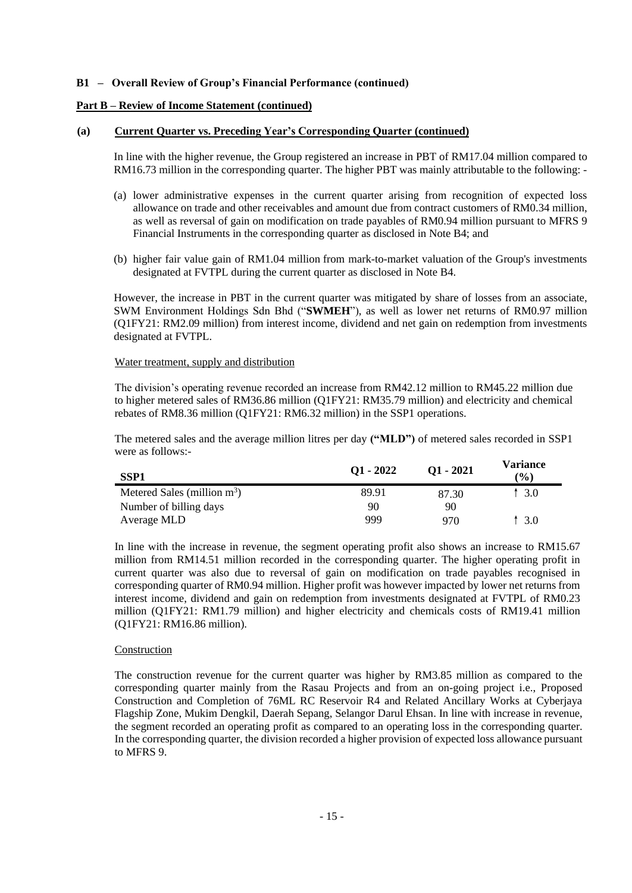**B1 – Overall Review of Group's Financial Performance (continued)**

**Part B – Review of Income Statement (continued)**

**(a) Current Quarter vs. Preceding Year's Corresponding Quarter (continued)**

In line with the higher revenue, the Group registered an increase in PBT of RM17.04 million compared to RM16.73 million in the corresponding quarter. The higher PBT was mainly attributable to the following: -

(a) lower administrative expenses in the current quarter arising from recognition of expected loss allowance on trade and other receivables and amount due from contract customers of RM0.34 million, as well as reversal of gain on modification on trade payables of RM0.94 million pursuant to MFRS 9 Financial Instruments in the corresponding quarter as disclosed in Note B4; and

(b) higher fair value gain of RM1.04 million from mark-to-market valuation of the Group's investments designated at FVTPL during the current quarter as disclosed in Note B4.

However, the increase in PBT in the current quarter was mitigated by share of losses from an associate, SWM Environment Holdings Sdn Bhd ("**SWMEH**"), as well as lower net returns of RM0.97 million (Q1FY21: RM2.09 million) from interest income, dividend and net gain on redemption from investments designated at FVTPL.

Water treatment, supply and distribution

The division's operating revenue recorded an increase from RM42.12 million to RM45.22 million due to higher metered sales of RM36.86 million (Q1FY21: RM35.79 million) and electricity and chemical rebates of RM8.36 million (Q1FY21: RM6.32 million) in the SSP1 operations.

The metered sales and the average million litres per day **("MLD")** of metered sales recorded in SSP1 were as follows:-

| SSP1 | Q1 - 2022 | Q1 - 2021 | Variance (%) |
|---|---|---|---|
| Metered Sales (million $m^3$) | 89.91 | 87.30 | ↑ 3.0 |
| Number of billing days | 90 | 90 | |
| Average MLD | 999 | 970 | ↑ 3.0 |

In line with the increase in revenue, the segment operating profit also shows an increase to RM15.67 million from RM14.51 million recorded in the corresponding quarter. The higher operating profit in current quarter was also due to reversal of gain on modification on trade payables recognised in corresponding quarter of RM0.94 million. Higher profit was however impacted by lower net returns from interest income, dividend and gain on redemption from investments designated at FVTPL of RM0.23 million (Q1FY21: RM1.79 million) and higher electricity and chemicals costs of RM19.41 million (Q1FY21: RM16.86 million).

Construction

The construction revenue for the current quarter was higher by RM3.85 million as compared to the corresponding quarter mainly from the Rasau Projects and from an on-going project i.e., Proposed Construction and Completion of 76ML RC Reservoir R4 and Related Ancillary Works at Cyberjaya Flagship Zone, Mukim Dengkil, Daerah Sepang, Selangor Darul Ehsan. In line with increase in revenue, the segment recorded an operating profit as compared to an operating loss in the corresponding quarter. In the corresponding quarter, the division recorded a higher provision of expected loss allowance pursuant to MFRS 9.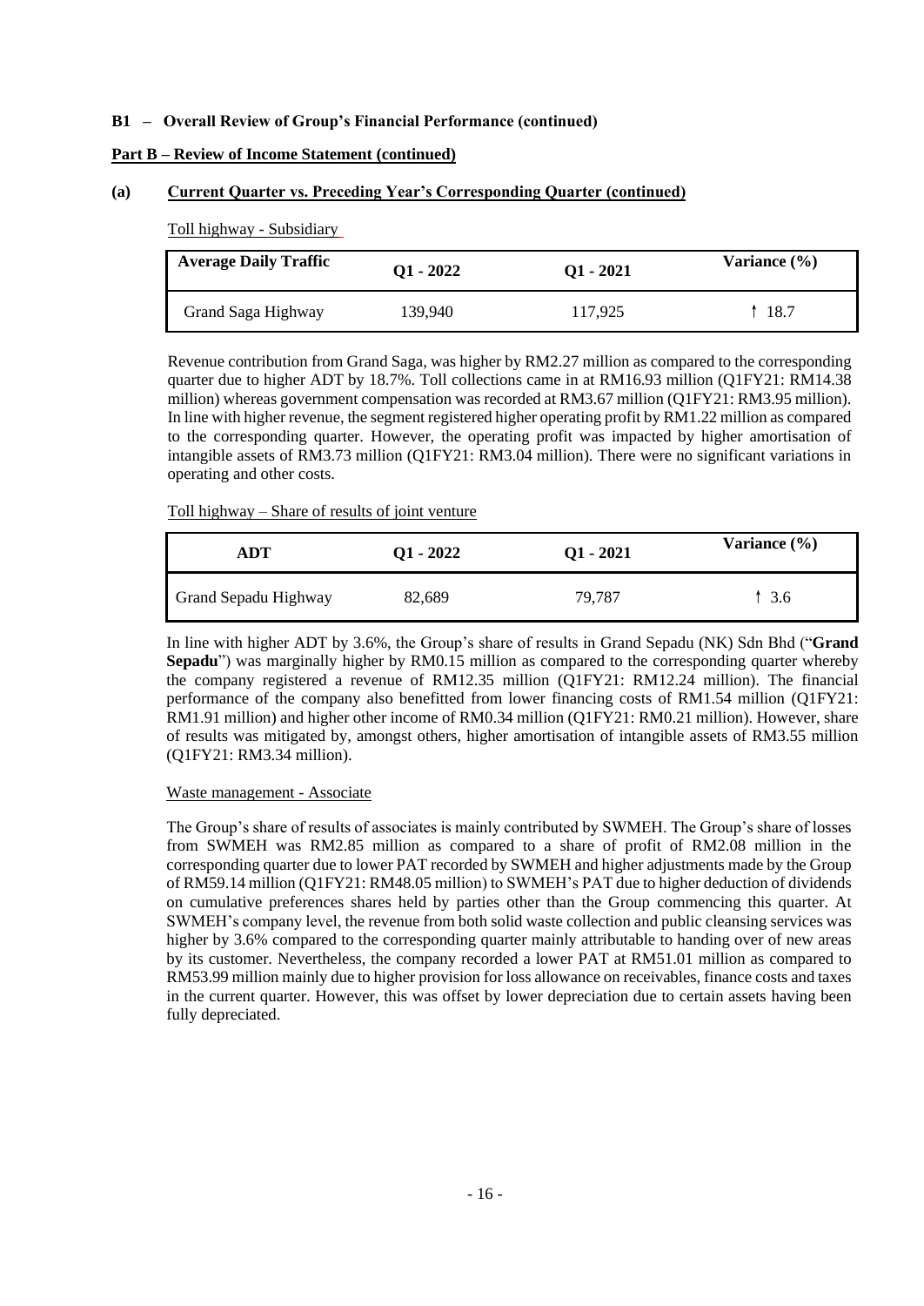**B1 – Overall Review of Group's Financial Performance (continued)**

**Part B – Review of Income Statement (continued)**

**(a) Current Quarter vs. Preceding Year's Corresponding Quarter (continued)**

Toll highway - Subsidiary

| Average Daily Traffic | Q1 - 2022 | Q1 - 2021 | Variance (%) |
|---|---|---|---|
| Grand Saga Highway | 139,940 | 117,925 | ↑ 18.7 |

Revenue contribution from Grand Saga, was higher by RM2.27 million as compared to the corresponding quarter due to higher ADT by 18.7%. Toll collections came in at RM16.93 million (Q1FY21: RM14.38 million) whereas government compensation was recorded at RM3.67 million (Q1FY21: RM3.95 million). In line with higher revenue, the segment registered higher operating profit by RM1.22 million as compared to the corresponding quarter. However, the operating profit was impacted by higher amortisation of intangible assets of RM3.73 million (Q1FY21: RM3.04 million). There were no significant variations in operating and other costs.

Toll highway – Share of results of joint venture

| ADT | Q1 - 2022 | Q1 - 2021 | Variance (%) |
|---|---|---|---|
| Grand Sepadu Highway | 82,689 | 79,787 | ↑ 3.6 |

In line with higher ADT by 3.6%, the Group's share of results in Grand Sepadu (NK) Sdn Bhd ("**Grand Sepadu**") was marginally higher by RM0.15 million as compared to the corresponding quarter whereby the company registered a revenue of RM12.35 million (Q1FY21: RM12.24 million). The financial performance of the company also benefitted from lower financing costs of RM1.54 million (Q1FY21: RM1.91 million) and higher other income of RM0.34 million (Q1FY21: RM0.21 million). However, share of results was mitigated by, amongst others, higher amortisation of intangible assets of RM3.55 million (Q1FY21: RM3.34 million).

Waste management - Associate

The Group's share of results of associates is mainly contributed by SWMEH. The Group's share of losses from SWMEH was RM2.85 million as compared to a share of profit of RM2.08 million in the corresponding quarter due to lower PAT recorded by SWMEH and higher adjustments made by the Group of RM59.14 million (Q1FY21: RM48.05 million) to SWMEH's PAT due to higher deduction of dividends on cumulative preferences shares held by parties other than the Group commencing this quarter. At SWMEH's company level, the revenue from both solid waste collection and public cleansing services was higher by 3.6% compared to the corresponding quarter mainly attributable to handing over of new areas by its customer. Nevertheless, the company recorded a lower PAT at RM51.01 million as compared to RM53.99 million mainly due to higher provision for loss allowance on receivables, finance costs and taxes in the current quarter. However, this was offset by lower depreciation due to certain assets having been fully depreciated.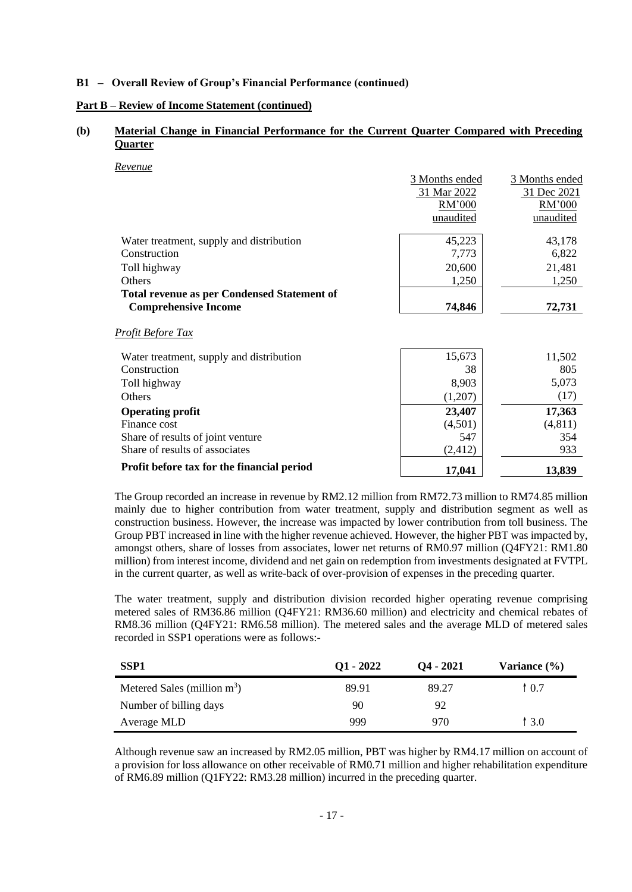**B1 – Overall Review of Group's Financial Performance (continued)**

**Part B – Review of Income Statement (continued)**

**(b) Material Change in Financial Performance for the Current Quarter Compared with Preceding Quarter**

*Revenue*

| | 3 Months ended 31 Mar 2022 RM'000 unaudited | 3 Months ended 31 Dec 2021 RM'000 unaudited |
|---|---|---|
| Water treatment, supply and distribution | 45,223 | 43,178 |
| Construction | 7,773 | 6,822 |
| Toll highway | 20,600 | 21,481 |
| Others | 1,250 | 1,250 |
| **Total revenue as per Condensed Statement of Comprehensive Income** | **74,846** | **72,731** |

*Profit Before Tax*

| | 3 Months ended 31 Mar 2022 RM'000 unaudited | 3 Months ended 31 Dec 2021 RM'000 unaudited |
|---|---|---|
| Water treatment, supply and distribution | 15,673 | 11,502 |
| Construction | 38 | 805 |
| Toll highway | 8,903 | 5,073 |
| Others | (1,207) | (17) |
| **Operating profit** | **23,407** | **17,363** |
| Finance cost | (4,501) | (4,811) |
| Share of results of joint venture | 547 | 354 |
| Share of results of associates | (2,412) | 933 |
| **Profit before tax for the financial period** | **17,041** | **13,839** |

The Group recorded an increase in revenue by RM2.12 million from RM72.73 million to RM74.85 million mainly due to higher contribution from water treatment, supply and distribution segment as well as construction business. However, the increase was impacted by lower contribution from toll business. The Group PBT increased in line with the higher revenue achieved. However, the higher PBT was impacted by, amongst others, share of losses from associates, lower net returns of RM0.97 million (Q4FY21: RM1.80 million) from interest income, dividend and net gain on redemption from investments designated at FVTPL in the current quarter, as well as write-back of over-provision of expenses in the preceding quarter.

The water treatment, supply and distribution division recorded higher operating revenue comprising metered sales of RM36.86 million (Q4FY21: RM36.60 million) and electricity and chemical rebates of RM8.36 million (Q4FY21: RM6.58 million). The metered sales and the average MLD of metered sales recorded in SSP1 operations were as follows:-

| SSP1 | Q1 - 2022 | Q4 - 2021 | Variance (%) |
|---|---|---|---|
| Metered Sales (million $m^3$) | 89.91 | 89.27 | ↑ 0.7 |
| Number of billing days | 90 | 92 | |
| Average MLD | 999 | 970 | ↑ 3.0 |

Although revenue saw an increased by RM2.05 million, PBT was higher by RM4.17 million on account of a provision for loss allowance on other receivable of RM0.71 million and higher rehabilitation expenditure of RM6.89 million (Q1FY22: RM3.28 million) incurred in the preceding quarter.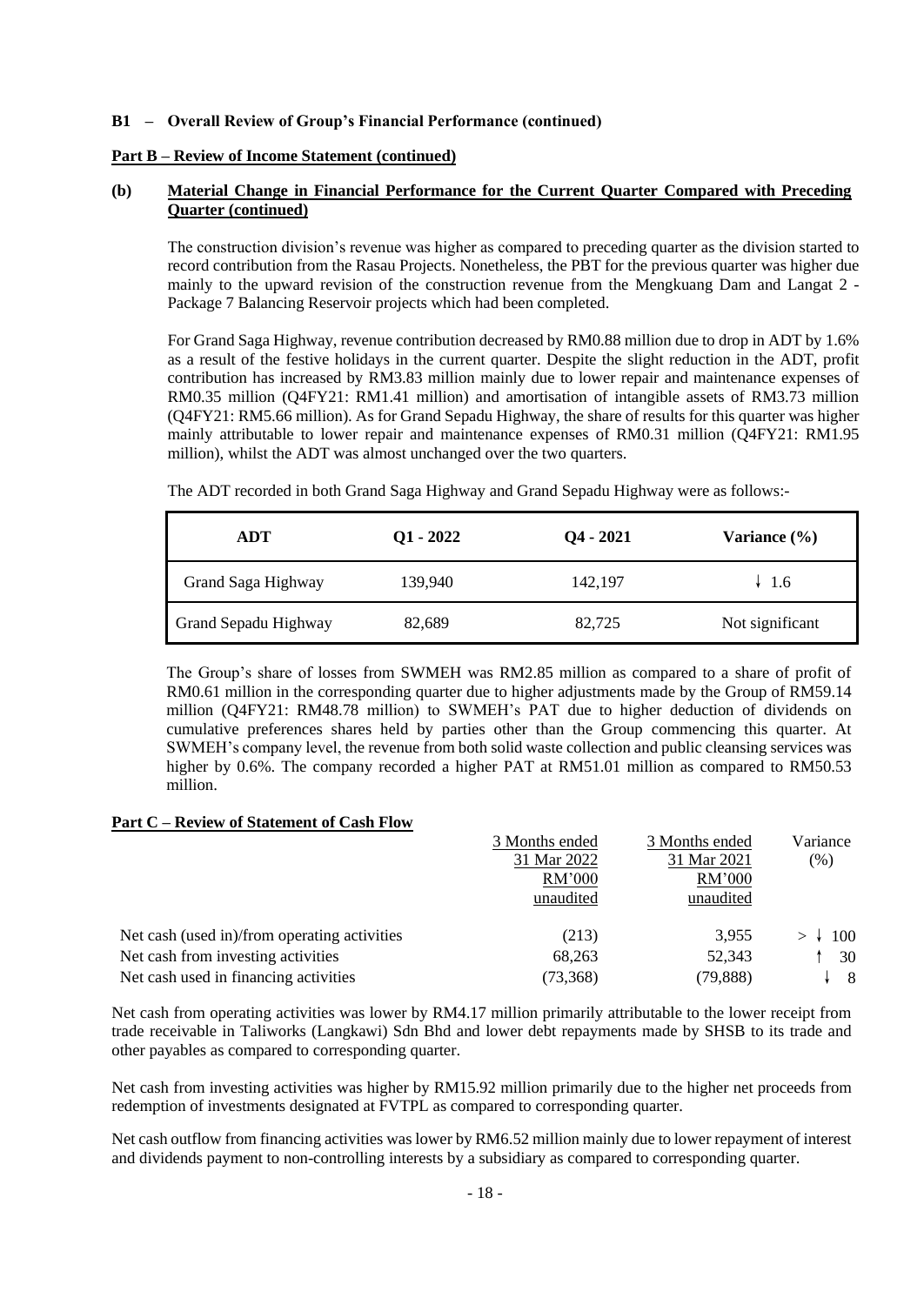**B1 – Overall Review of Group's Financial Performance (continued)**

**Part B – Review of Income Statement (continued)**

**(b) Material Change in Financial Performance for the Current Quarter Compared with Preceding Quarter (continued)**

The construction division's revenue was higher as compared to preceding quarter as the division started to record contribution from the Rasau Projects. Nonetheless, the PBT for the previous quarter was higher due mainly to the upward revision of the construction revenue from the Mengkuang Dam and Langat 2 - Package 7 Balancing Reservoir projects which had been completed.

For Grand Saga Highway, revenue contribution decreased by RM0.88 million due to drop in ADT by 1.6% as a result of the festive holidays in the current quarter. Despite the slight reduction in the ADT, profit contribution has increased by RM3.83 million mainly due to lower repair and maintenance expenses of RM0.35 million (Q4FY21: RM1.41 million) and amortisation of intangible assets of RM3.73 million (Q4FY21: RM5.66 million). As for Grand Sepadu Highway, the share of results for this quarter was higher mainly attributable to lower repair and maintenance expenses of RM0.31 million (Q4FY21: RM1.95 million), whilst the ADT was almost unchanged over the two quarters.

The ADT recorded in both Grand Saga Highway and Grand Sepadu Highway were as follows:-

| ADT | Q1 - 2022 | Q4 - 2021 | Variance (%) |
|---|---|---|---|
| Grand Saga Highway | 139,940 | 142,197 | ↓ 1.6 |
| Grand Sepadu Highway | 82,689 | 82,725 | Not significant |

The Group's share of losses from SWMEH was RM2.85 million as compared to a share of profit of RM0.61 million in the corresponding quarter due to higher adjustments made by the Group of RM59.14 million (Q4FY21: RM48.78 million) to SWMEH's PAT due to higher deduction of dividends on cumulative preferences shares held by parties other than the Group commencing this quarter. At SWMEH's company level, the revenue from both solid waste collection and public cleansing services was higher by 0.6%. The company recorded a higher PAT at RM51.01 million as compared to RM50.53 million.

**Part C – Review of Statement of Cash Flow**

| | 3 Months ended 31 Mar 2022 RM'000 unaudited | 3 Months ended 31 Mar 2021 RM'000 unaudited | Variance (%) |
|---|---|---|---|
| Net cash (used in)/from operating activities | (213) | 3,955 | > ↓ 100 |
| Net cash from investing activities | 68,263 | 52,343 | ↑ 30 |
| Net cash used in financing activities | (73,368) | (79,888) | ↓ 8 |

Net cash from operating activities was lower by RM4.17 million primarily attributable to the lower receipt from trade receivable in Taliworks (Langkawi) Sdn Bhd and lower debt repayments made by SHSB to its trade and other payables as compared to corresponding quarter.

Net cash from investing activities was higher by RM15.92 million primarily due to the higher net proceeds from redemption of investments designated at FVTPL as compared to corresponding quarter.

Net cash outflow from financing activities was lower by RM6.52 million mainly due to lower repayment of interest and dividends payment to non-controlling interests by a subsidiary as compared to corresponding quarter.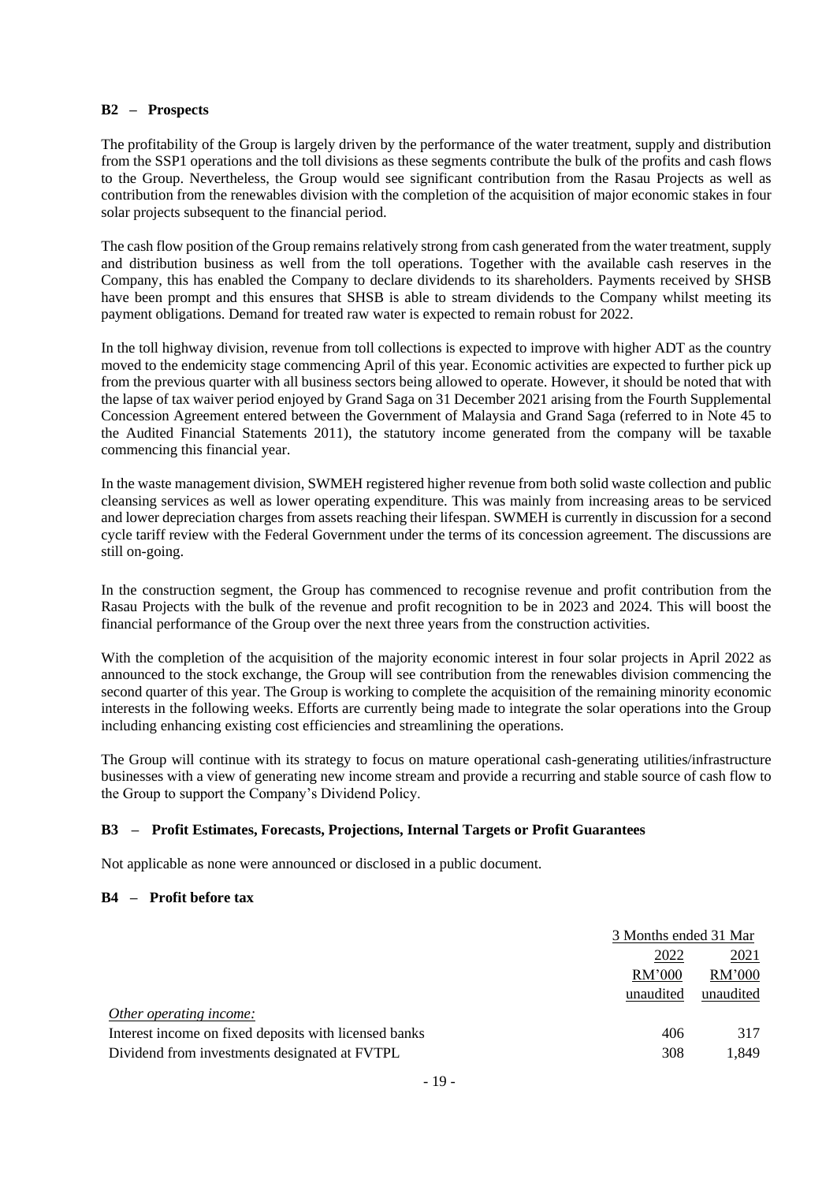**B2 – Prospects**

The profitability of the Group is largely driven by the performance of the water treatment, supply and distribution from the SSP1 operations and the toll divisions as these segments contribute the bulk of the profits and cash flows to the Group. Nevertheless, the Group would see significant contribution from the Rasau Projects as well as contribution from the renewables division with the completion of the acquisition of major economic stakes in four solar projects subsequent to the financial period.

The cash flow position of the Group remains relatively strong from cash generated from the water treatment, supply and distribution business as well from the toll operations. Together with the available cash reserves in the Company, this has enabled the Company to declare dividends to its shareholders. Payments received by SHSB have been prompt and this ensures that SHSB is able to stream dividends to the Company whilst meeting its payment obligations. Demand for treated raw water is expected to remain robust for 2022.

In the toll highway division, revenue from toll collections is expected to improve with higher ADT as the country moved to the endemicity stage commencing April of this year. Economic activities are expected to further pick up from the previous quarter with all business sectors being allowed to operate. However, it should be noted that with the lapse of tax waiver period enjoyed by Grand Saga on 31 December 2021 arising from the Fourth Supplemental Concession Agreement entered between the Government of Malaysia and Grand Saga (referred to in Note 45 to the Audited Financial Statements 2011), the statutory income generated from the company will be taxable commencing this financial year.

In the waste management division, SWMEH registered higher revenue from both solid waste collection and public cleansing services as well as lower operating expenditure. This was mainly from increasing areas to be serviced and lower depreciation charges from assets reaching their lifespan. SWMEH is currently in discussion for a second cycle tariff review with the Federal Government under the terms of its concession agreement. The discussions are still on-going.

In the construction segment, the Group has commenced to recognise revenue and profit contribution from the Rasau Projects with the bulk of the revenue and profit recognition to be in 2023 and 2024. This will boost the financial performance of the Group over the next three years from the construction activities.

With the completion of the acquisition of the majority economic interest in four solar projects in April 2022 as announced to the stock exchange, the Group will see contribution from the renewables division commencing the second quarter of this year. The Group is working to complete the acquisition of the remaining minority economic interests in the following weeks. Efforts are currently being made to integrate the solar operations into the Group including enhancing existing cost efficiencies and streamlining the operations.

The Group will continue with its strategy to focus on mature operational cash-generating utilities/infrastructure businesses with a view of generating new income stream and provide a recurring and stable source of cash flow to the Group to support the Company's Dividend Policy.

**B3 – Profit Estimates, Forecasts, Projections, Internal Targets or Profit Guarantees**

Not applicable as none were announced or disclosed in a public document.

**B4 – Profit before tax**

| | 3 Months ended 31 Mar | |
|---|---|---|
| | 2022 | 2021 |
| | RM'000 | RM'000 |
| | unaudited | unaudited |
| *Other operating income:* | | |
| Interest income on fixed deposits with licensed banks | 406 | 317 |
| Dividend from investments designated at FVTPL | 308 | 1,849 |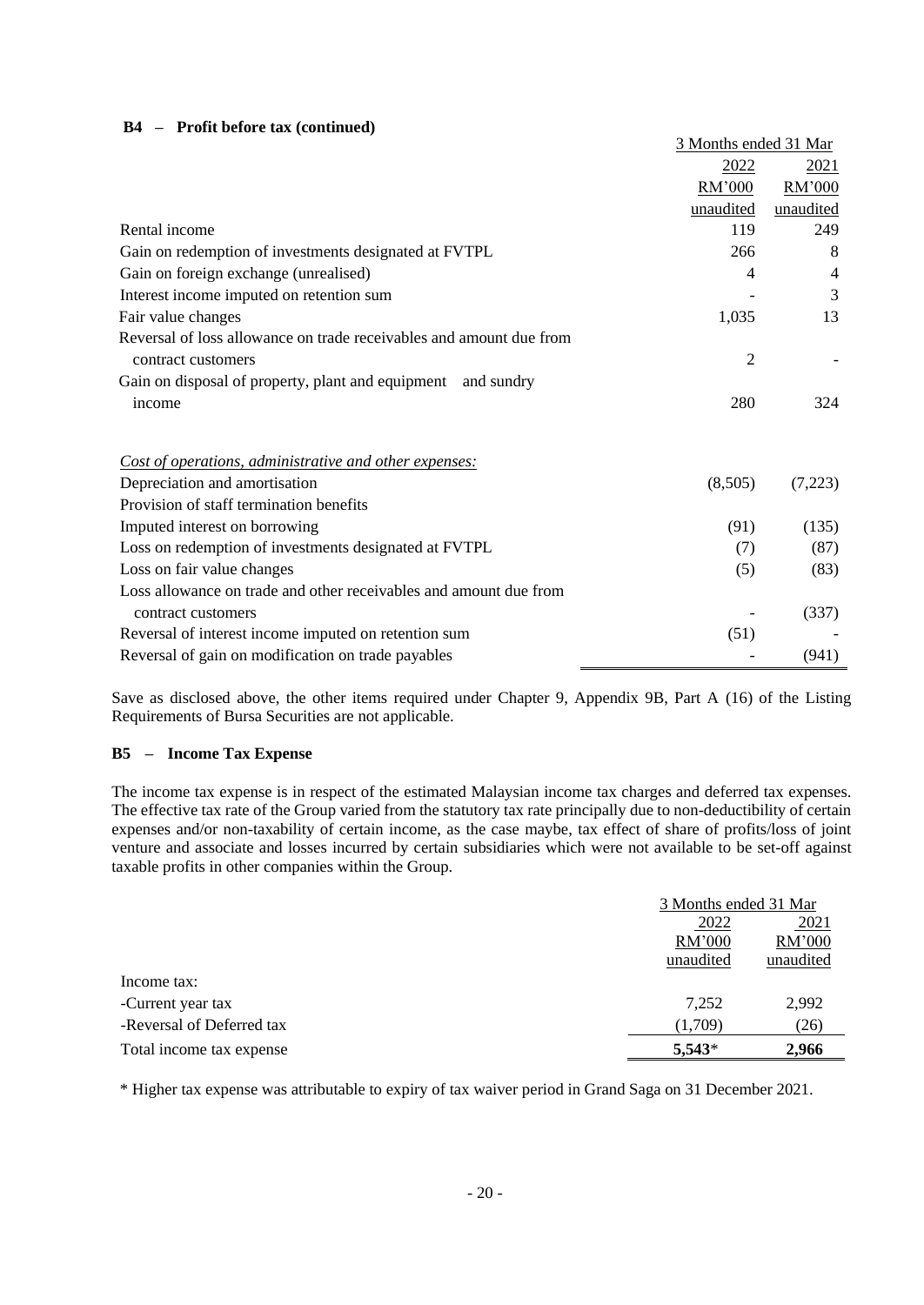**B4 – Profit before tax (continued)**

| | 3 Months ended 31 Mar | |
|---|---|---|
| | 2022 | 2021 |
| | RM'000 | RM'000 |
| | unaudited | unaudited |
| Rental income | 119 | 249 |
| Gain on redemption of investments designated at FVTPL | 266 | 8 |
| Gain on foreign exchange (unrealised) | 4 | 4 |
| Interest income imputed on retention sum | - | 3 |
| Fair value changes | 1,035 | 13 |
| Reversal of loss allowance on trade receivables and amount due from contract customers | 2 | - |
| Gain on disposal of property, plant and equipment and sundry income | 280 | 324 |
| *Cost of operations, administrative and other expenses:* | | |
| Depreciation and amortisation | (8,505) | (7,223) |
| Provision of staff termination benefits | | |
| Imputed interest on borrowing | (91) | (135) |
| Loss on redemption of investments designated at FVTPL | (7) | (87) |
| Loss on fair value changes | (5) | (83) |
| Loss allowance on trade and other receivables and amount due from contract customers | - | (337) |
| Reversal of interest income imputed on retention sum | (51) | - |
| Reversal of gain on modification on trade payables | - | (941) |

Save as disclosed above, the other items required under Chapter 9, Appendix 9B, Part A (16) of the Listing Requirements of Bursa Securities are not applicable.

**B5 – Income Tax Expense**

The income tax expense is in respect of the estimated Malaysian income tax charges and deferred tax expenses. The effective tax rate of the Group varied from the statutory tax rate principally due to non-deductibility of certain expenses and/or non-taxability of certain income, as the case maybe, tax effect of share of profits/loss of joint venture and associate and losses incurred by certain subsidiaries which were not available to be set-off against taxable profits in other companies within the Group.

| | 3 Months ended 31 Mar | |
|---|---|---|
| | 2022 | 2021 |
| | RM'000 | RM'000 |
| | unaudited | unaudited |
| Income tax: | | |
| -Current year tax | 7,252 | 2,992 |
| -Reversal of Deferred tax | (1,709) | (26) |
| Total income tax expense | **5,543*** | **2,966** |

* Higher tax expense was attributable to expiry of tax waiver period in Grand Saga on 31 December 2021.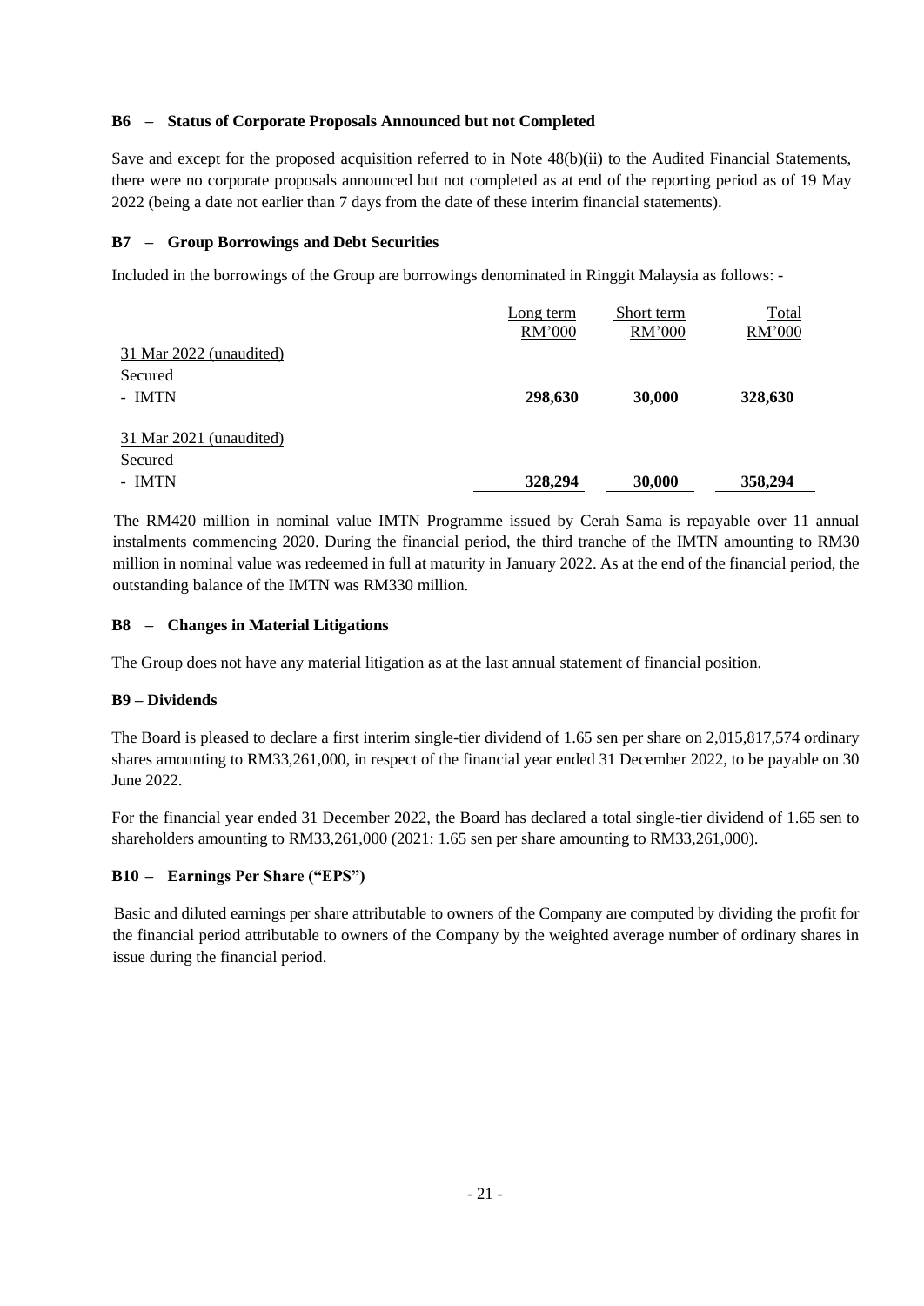### B6 – Status of Corporate Proposals Announced but not Completed

Save and except for the proposed acquisition referred to in Note 48(b)(ii) to the Audited Financial Statements, there were no corporate proposals announced but not completed as at end of the reporting period as of 19 May 2022 (being a date not earlier than 7 days from the date of these interim financial statements).

### B7 – Group Borrowings and Debt Securities

Included in the borrowings of the Group are borrowings denominated in Ringgit Malaysia as follows: -

| | Long term<br>RM'000 | Short term<br>RM'000 | Total<br>RM'000 |
|---|---|---|---|
| 31 Mar 2022 (unaudited) | | | |
| Secured | | | |
| - IMTN | **298,630** | **30,000** | **328,630** |
| 31 Mar 2021 (unaudited) | | | |
| Secured | | | |
| - IMTN | **328,294** | **30,000** | **358,294** |

The RM420 million in nominal value IMTN Programme issued by Cerah Sama is repayable over 11 annual instalments commencing 2020. During the financial period, the third tranche of the IMTN amounting to RM30 million in nominal value was redeemed in full at maturity in January 2022. As at the end of the financial period, the outstanding balance of the IMTN was RM330 million.

### B8 – Changes in Material Litigations

The Group does not have any material litigation as at the last annual statement of financial position.

### B9 – Dividends

The Board is pleased to declare a first interim single-tier dividend of 1.65 sen per share on 2,015,817,574 ordinary shares amounting to RM33,261,000, in respect of the financial year ended 31 December 2022, to be payable on 30 June 2022.

For the financial year ended 31 December 2022, the Board has declared a total single-tier dividend of 1.65 sen to shareholders amounting to RM33,261,000 (2021: 1.65 sen per share amounting to RM33,261,000).

### B10 – Earnings Per Share ("EPS")

Basic and diluted earnings per share attributable to owners of the Company are computed by dividing the profit for the financial period attributable to owners of the Company by the weighted average number of ordinary shares in issue during the financial period.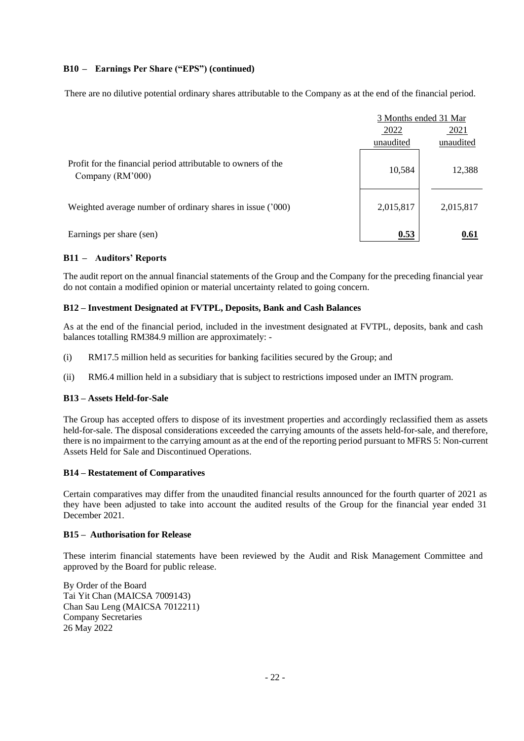**B10 – Earnings Per Share ("EPS") (continued)**

There are no dilutive potential ordinary shares attributable to the Company as at the end of the financial period.

| | 3 Months ended 31 Mar | |
|---|---|---|
| | 2022 unaudited | 2021 unaudited |
| Profit for the financial period attributable to owners of the Company (RM'000) | 10,584 | 12,388 |
| Weighted average number of ordinary shares in issue ('000) | 2,015,817 | 2,015,817 |
| Earnings per share (sen) | **0.53** | **0.61** |

**B11 – Auditors' Reports**

The audit report on the annual financial statements of the Group and the Company for the preceding financial year do not contain a modified opinion or material uncertainty related to going concern.

**B12 – Investment Designated at FVTPL, Deposits, Bank and Cash Balances**

As at the end of the financial period, included in the investment designated at FVTPL, deposits, bank and cash balances totalling RM384.9 million are approximately: -

(i) RM17.5 million held as securities for banking facilities secured by the Group; and

(ii) RM6.4 million held in a subsidiary that is subject to restrictions imposed under an IMTN program.

**B13 – Assets Held-for-Sale**

The Group has accepted offers to dispose of its investment properties and accordingly reclassified them as assets held-for-sale. The disposal considerations exceeded the carrying amounts of the assets held-for-sale, and therefore, there is no impairment to the carrying amount as at the end of the reporting period pursuant to MFRS 5: Non-current Assets Held for Sale and Discontinued Operations.

**B14 – Restatement of Comparatives**

Certain comparatives may differ from the unaudited financial results announced for the fourth quarter of 2021 as they have been adjusted to take into account the audited results of the Group for the financial year ended 31 December 2021.

**B15 – Authorisation for Release**

These interim financial statements have been reviewed by the Audit and Risk Management Committee and approved by the Board for public release.

By Order of the Board
Tai Yit Chan (MAICSA 7009143)
Chan Sau Leng (MAICSA 7012211)
Company Secretaries
26 May 2022